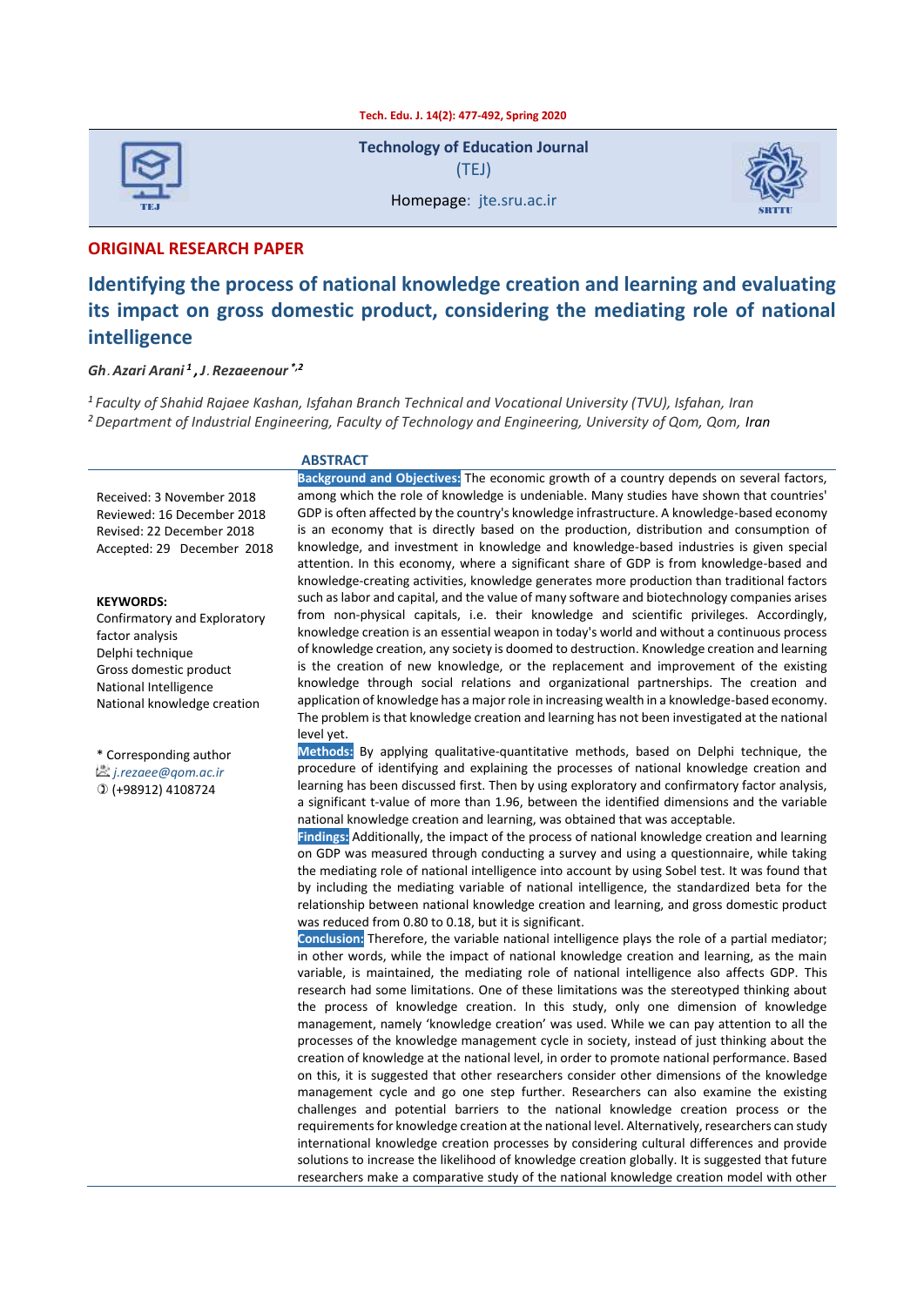**Technology of Education Journal**
(TEJ)

Homepage: jte.sru.ac.ir

**ORIGINAL RESEARCH PAPER**

# Identifying the process of national knowledge creation and learning and evaluating its impact on gross domestic product, considering the mediating role of national intelligence

*Gh. Azari Arani [1], J. Rezaeenour [*,2]*

[1] *Faculty of Shahid Rajaee Kashan, Isfahan Branch Technical and Vocational University (TVU), Isfahan, Iran*
[2] *Department of Industrial Engineering, Faculty of Technology and Engineering, University of Qom, Qom, Iran*

Received: 3 November 2018
Reviewed: 16 December 2018
Revised: 22 December 2018
Accepted: 29 December 2018

**KEYWORDS:**
Confirmatory and Exploratory factor analysis
Delphi technique
Gross domestic product
National Intelligence
National knowledge creation

\* Corresponding author
*j.rezaee@qom.ac.ir*
(+98912) 4108724

## ABSTRACT

**Background and Objectives:** The economic growth of a country depends on several factors, among which the role of knowledge is undeniable. Many studies have shown that countries' GDP is often affected by the country's knowledge infrastructure. A knowledge-based economy is an economy that is directly based on the production, distribution and consumption of knowledge, and investment in knowledge and knowledge-based industries is given special attention. In this economy, where a significant share of GDP is from knowledge-based and knowledge-creating activities, knowledge generates more production than traditional factors such as labor and capital, and the value of many software and biotechnology companies arises from non-physical capitals, i.e. their knowledge and scientific privileges. Accordingly, knowledge creation is an essential weapon in today's world and without a continuous process of knowledge creation, any society is doomed to destruction. Knowledge creation and learning is the creation of new knowledge, or the replacement and improvement of the existing knowledge through social relations and organizational partnerships. The creation and application of knowledge has a major role in increasing wealth in a knowledge-based economy. The problem is that knowledge creation and learning has not been investigated at the national level yet.

**Methods:** By applying qualitative-quantitative methods, based on Delphi technique, the procedure of identifying and explaining the processes of national knowledge creation and learning has been discussed first. Then by using exploratory and confirmatory factor analysis, a significant t-value of more than 1.96, between the identified dimensions and the variable national knowledge creation and learning, was obtained that was acceptable.

**Findings:** Additionally, the impact of the process of national knowledge creation and learning on GDP was measured through conducting a survey and using a questionnaire, while taking the mediating role of national intelligence into account by using Sobel test. It was found that by including the mediating variable of national intelligence, the standardized beta for the relationship between national knowledge creation and learning, and gross domestic product was reduced from 0.80 to 0.18, but it is significant.

**Conclusion:** Therefore, the variable national intelligence plays the role of a partial mediator; in other words, while the impact of national knowledge creation and learning, as the main variable, is maintained, the mediating role of national intelligence also affects GDP. This research had some limitations. One of these limitations was the stereotyped thinking about the process of knowledge creation. In this study, only one dimension of knowledge management, namely 'knowledge creation' was used. While we can pay attention to all the processes of the knowledge management cycle in society, instead of just thinking about the creation of knowledge at the national level, in order to promote national performance. Based on this, it is suggested that other researchers consider other dimensions of the knowledge management cycle and go one step further. Researchers can also examine the existing challenges and potential barriers to the national knowledge creation process or the requirements for knowledge creation at the national level. Alternatively, researchers can study international knowledge creation processes by considering cultural differences and provide solutions to increase the likelihood of knowledge creation globally. It is suggested that future researchers make a comparative study of the national knowledge creation model with other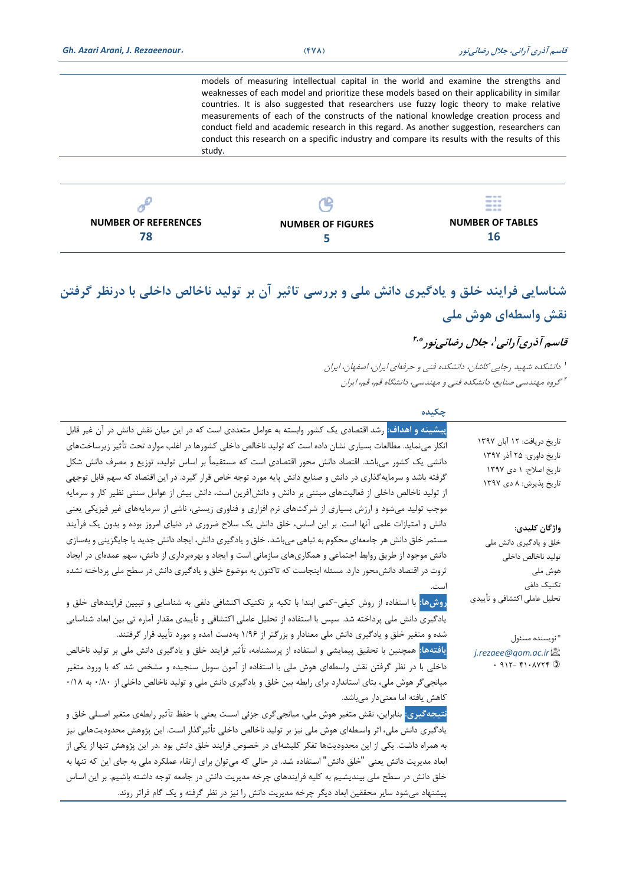models of measuring intellectual capital in the world and examine the strengths and weaknesses of each model and prioritize these models based on their applicability in similar countries. It is also suggested that researchers use fuzzy logic theory to make relative measurements of each of the constructs of the national knowledge creation process and conduct field and academic research in this regard. As another suggestion, researchers can conduct this research on a specific industry and compare its results with the results of this study.

| NUMBER OF REFERENCES | NUMBER OF FIGURES | NUMBER OF TABLES |
| --- | --- | --- |
| 78 | 5 | 16 |

# شناسایی فرایند خلق و یادگیری دانش ملی و بررسی تاثیر آن بر تولید ناخالص داخلی با درنظر گرفتن نقش واسطه‌ای هوش ملی

**قاسم آذری‌آرانی[1]، جلال رضائی‌نور[2,*]**

[1] دانشکده شهید رجایی کاشان، دانشکده فنی و حرفه‌ای ایران، اصفهان، ایران

[2] گروه مهندسی صنایع، دانشکده فنی و مهندسی، دانشگاه قم، قم، ایران

## چکیده

تاریخ دریافت: ۱۲ آبان ۱۳۹۷
تاریخ داوری: ۲۵ آذر ۱۳۹۷
تاریخ اصلاح: ۱ دی ۱۳۹۷
تاریخ پذیرش: ۸ دی ۱۳۹۷

**واژگان کلیدی:**
خلق و یادگیری دانش ملی
تولید ناخالص داخلی
هوش ملی
تکنیک دلفی
تحلیل عاملی اکتشافی و تأییدی

* نویسنده مسئول
j.rezaee@qom.ac.ir
۰۹۱۲-۴۱۰۸۷۲۴

**پیشینه و اهداف:** رشد اقتصادی یک کشور وابسته به عوامل متعددی است که در این میان نقش دانش در آن غیر قابل انکار می‌نماید. مطالعات بسیاری نشان داده است که تولید ناخالص داخلی کشورها در اغلب موارد تحت تأثیر زیرساخت‌های دانشی یک کشور می‌باشد. اقتصاد دانش محور اقتصادی است که مستقیماً بر اساس تولید، توزیع و مصرف دانش شکل گرفته باشد و سرمایه‌گذاری در دانش و صنایع دانش پایه مورد توجه خاص قرار گیرد. در این اقتصاد که سهم قابل توجهی از تولید ناخالص داخلی از فعالیت‌های مبتنی بر دانش و دانش‌آفرین است، دانش بیش از عوامل سنتی نظیر کار و سرمایه موجب تولید می‌شود و ارزش بسیاری از شرکت‌های نرم افزاری و فناوری زیستی، ناشی از سرمایه‌های غیر فیزیکی یعنی دانش و امتیازات علمی آنها است. بر این اساس، خلق دانش یک سلاح ضروری در دنیای امروز بوده و بدون یک فرآیند مستمر خلق دانش هر جامعه‌ای محکوم به تباهی می‌باشد. خلق و یادگیری دانش، ایجاد دانش جدید یا جایگزینی و به‌سازی دانش موجود از طریق روابط اجتماعی و همکاری‌های سازمانی است و ایجاد و بهره‌برداری از دانش، سهم عمده‌ای در ایجاد ثروت در اقتصاد دانش‌محور دارد. مسئله اینجاست که تاکنون به موضوع خلق و یادگیری دانش در سطح ملی پرداخته نشده است.

**روش‌ها:** با استفاده از روش کیفی-کمی ابتدا با تکیه بر تکنیک اکتشافی دلفی به شناسایی و تبیین فرایندهای خلق و یادگیری دانش ملی پرداخته شد. سپس با استفاده از تحلیل عاملی اکتشافی و تأییدی مقدار آماره تی بین ابعاد شناسایی شده و متغیر خلق و یادگیری دانش ملی معنادار و بزرگتر از ۱/۹۶ به‌دست آمده و مورد تأیید قرار گرفتند.

**یافته‌ها:** همچنین با تحقیق پیمایشی و استفاده از پرسشنامه، تأثیر فرایند خلق و یادگیری دانش ملی بر تولید ناخالص داخلی با در نظر گرفتن نقش واسطه‌ای هوش ملی با استفاده از آمون سوبل سنجیده و مشخص شد که با ورود متغیر میانجی‌گر هوش ملی، بتای استاندارد برای رابطه بین خلق و یادگیری دانش ملی و تولید ناخالص داخلی از ۰/۸۰ به ۰/۱۸ کاهش یافته اما معنی‌دار می‌باشد.

**نتیجه‌گیری:** بنابراین، نقش متغیر هوش ملی، میانجی‌گری جزئی است یعنی با حفظ تأثیر رابطه‌ی متغیر اصلی خلق و یادگیری دانش ملی، اثر واسطه‌ای هوش ملی نیز بر تولید ناخالص داخلی تأثیرگذار است. این پژوهش محدودیت‌هایی نیز به همراه داشت. یکی از این محدودیت‌ها تفکر کلیشه‌ای در خصوص فرایند خلق دانش بود. در این پژوهش تنها از یکی از ابعاد مدیریت دانش یعنی "خلق دانش" استفاده شد. در حالی که می‌توان برای ارتقاء عملکرد ملی به جای این که تنها به خلق دانش در سطح ملی بیندیشیم به کلیه فرایندهای چرخه مدیریت دانش در جامعه توجه داشته باشیم. بر این اساس پیشنهاد می‌شود سایر محققین ابعاد دیگر چرخه مدیریت دانش را نیز در نظر گرفته و یک گام فراتر روند.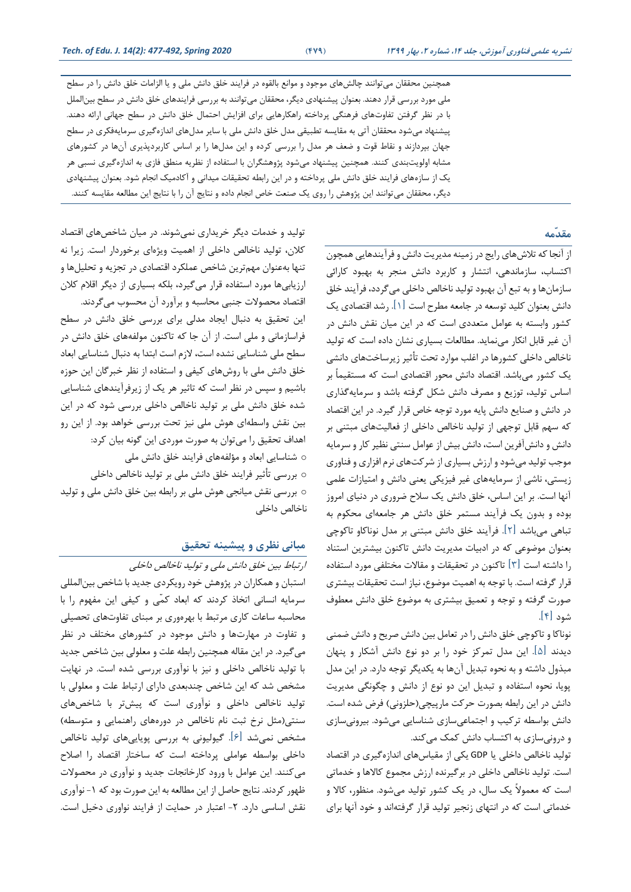همچنین محققان می‌توانند چالش‌های موجود و موانع بالقوه در فرایند خلق دانش ملی و یا الزامات خلق دانش را در سطح ملی مورد بررسی قرار دهند. بعنوان پیشنهادی دیگر، محققان می‌توانند به بررسی فرایندهای خلق دانش در سطح بین‌الملل با در نظر گرفتن تفاوت‌های فرهنگی پرداخته راهکارهایی برای افزایش احتمال خلق دانش در سطح جهانی ارائه دهند. پیشنهاد می‌شود محققان آتی به مقایسه تطبیقی مدل خلق دانش ملی با سایر مدل‌های اندازه‌گیری سرمایه‌فکری در سطح جهان بپردازند و نقاط قوت و ضعف هر مدل را بررسی کرده و این مدل‌ها را بر اساس کاربردپذیری آن‌ها در کشورهای مشابه اولویت‌بندی کنند. همچنین پیشنهاد می‌شود پژوهشگران با استفاده از نظریه منطق فازی به اندازه‌گیری نسبی هر یک از سازه‌های فرایند خلق دانش ملی پرداخته و در این رابطه تحقیقات میدانی و آکادمیک انجام شود. بعنوان پیشنهادی دیگر، محققان می‌توانند این پژوهش را روی یک صنعت خاص انجام داده و نتایج آن را با نتایج این مطالعه مقایسه کنند.

## مقدّمه

از آنجا که تلاش‌های رایج در زمینه مدیریت دانش و فرآیندهایی همچون اکتساب، سازماندهی، انتشار و کاربرد دانش منجر به بهبود کارائی سازمان‌ها و به تبع آن بهبود تولید ناخالص داخلی می‌گردد، فرآیند خلق دانش بعنوان کلید توسعه در جامعه مطرح است [۱]. رشد اقتصادی یک کشور وابسته به عوامل متعددی است که در این میان نقش دانش در آن غیر قابل انکار می‌نماید. مطالعات بسیاری نشان داده است که تولید ناخالص داخلی کشورها در اغلب موارد تحت تأثیر زیرساخت‌های دانشی یک کشور می‌باشد. اقتصاد دانش محور اقتصادی است که مستقیماً بر اساس تولید، توزیع و مصرف دانش شکل گرفته باشد و سرمایه‌گذاری در دانش و صنایع دانش پایه مورد توجه خاص قرار گیرد. در این اقتصاد که سهم قابل توجهی از تولید ناخالص داخلی از فعالیت‌های مبتنی بر دانش و دانش‌آفرین است، دانش بیش از عوامل سنتی نظیر کار و سرمایه موجب تولید می‌شود و ارزش بسیاری از شرکت‌های نرم افزاری و فناوری زیستی، ناشی از سرمایه‌های غیر فیزیکی یعنی دانش و امتیازات علمی آنها است. بر این اساس، خلق دانش یک سلاح ضروری در دنیای امروز بوده و بدون یک فرآیند مستمر خلق دانش هر جامعه‌ای محکوم به تباهی می‌باشد [۲]. فرآیند خلق دانش مبتنی بر مدل نوناکاو تاکوچی بعنوان موضوعی که در ادبیات مدیریت دانش تاکنون بیشترین استناد را داشته است [۳] تاکنون در تحقیقات و مقالات مختلفی مورد استفاده قرار گرفته است. با توجه به اهمیت موضوع، نیاز است تحقیقات بیشتری صورت گرفته و توجه و تعمیق بیشتری به موضوع خلق دانش معطوف شود [۴].

نوناکا و تاکوچی خلق دانش را در تعامل بین دانش صریح و دانش ضمنی دیدند [۵]. این مدل تمرکز خود را بر دو نوع دانش آشکار و پنهان مبذول داشته و به نحوه تبدیل آن‌ها به یکدیگر توجه دارد. در این مدل پویا، نحوه استفاده و تبدیل این دو نوع از دانش و چگونگی مدیریت دانش در این رابطه بصورت حرکت مارپیچی(حلزونی) فرض شده است. دانش بواسطه ترکیب و اجتماعی‌سازی شناسایی می‌شود. بیرونی‌سازی و درونی‌سازی به اکتساب دانش کمک می‌کند.

تولید ناخالص داخلی یا GDP یکی از مقیاس‌های اندازه‌گیری در اقتصاد است. تولید ناخالص داخلی در برگیرنده ارزش مجموع کالاها و خدماتی است که معمولاً یک سال، در یک کشور تولید می‌شود. منظور، کالا و خدماتی است که در انتهای زنجیر تولید قرار گرفته‌اند و خود آنها برای تولید و خدمات دیگر خریداری نمی‌شوند. در میان شاخص‌های اقتصاد کلان، تولید ناخالص داخلی از اهمیت ویژه‌ای برخوردار است. زیرا نه تنها به‌عنوان مهم‌ترین شاخص عملکرد اقتصادی در تجزیه و تحلیل‌ها و ارزیابی‌ها مورد استفاده قرار می‌گیرد، بلکه بسیاری از دیگر اقلام کلان اقتصاد محصولات جنبی محاسبه و برآورد آن محسوب می‌گردند.

این تحقیق به دنبال ایجاد مدلی برای بررسی خلق دانش در سطح فراسازمانی و ملی است. از آن جا که تاکنون مولفه‌های خلق دانش در سطح ملی شناسایی نشده است، لازم است ابتدا به دنبال شناسایی ابعاد خلق دانش ملی با روش‌های کیفی و استفاده از نظر خبرگان این حوزه باشیم و سپس در نظر است که تاثیر هر یک از زیرفرآیندهای شناسایی شده خلق دانش ملی بر تولید ناخالص داخلی بررسی شود که در این بین نقش واسطه‌ای هوش ملی نیز تحت بررسی خواهد بود. از این رو اهداف تحقیق را می‌توان به صورت موردی این گونه بیان کرد:

- شناسایی ابعاد و مؤلفه‌های فرایند خلق دانش ملی
- بررسی تأثیر فرایند خلق دانش ملی بر تولید ناخالص داخلی
- بررسی نقش میانجی هوش ملی بر رابطه بین خلق دانش ملی و تولید ناخالص داخلی

## مبانی نظری و پیشینه تحقیق

*ارتباط بین خلق دانش ملی و تولید ناخالص داخلی*

استیان و همکاران در پژوهش خود رویکردی جدید با شاخص بین‌المللی سرمایه انسانی اتخاذ کردند که ابعاد کمّی و کیفی این مفهوم را با محاسبه ساعات کاری مرتبط با بهره‌وری بر مبنای تفاوت‌های تحصیلی و تفاوت در مهارت‌ها و دانش موجود در کشورهای مختلف در نظر می‌گیرد. در این مقاله همچنین رابطه علت و معلولی بین شاخص جدید با تولید ناخالص داخلی و نیز با نوآوری بررسی شده است. در نهایت مشخص شد که این شاخص چندبعدی دارای ارتباط علت و معلولی با تولید ناخالص داخلی و نوآوری است که پیش‌تر با شاخص‌های سنتی(مثل نرخ ثبت نام ناخالص در دوره‌های راهنمایی و متوسطه) مشخص نمی‌شد [۶]. گیولیونی به بررسی پویایی‌های تولید ناخالص داخلی بواسطه عواملی پرداخته است که ساختار اقتصاد را اصلاح می‌کنند. این عوامل با ورود کارخانجات جدید و نوآوری در محصولات ظهور کردند. نتایج حاصل از این مطالعه به این صورت بود که ۱- نوآوری نقش اساسی دارد. ۲- اعتبار در حمایت از فرایند نواوری دخیل است.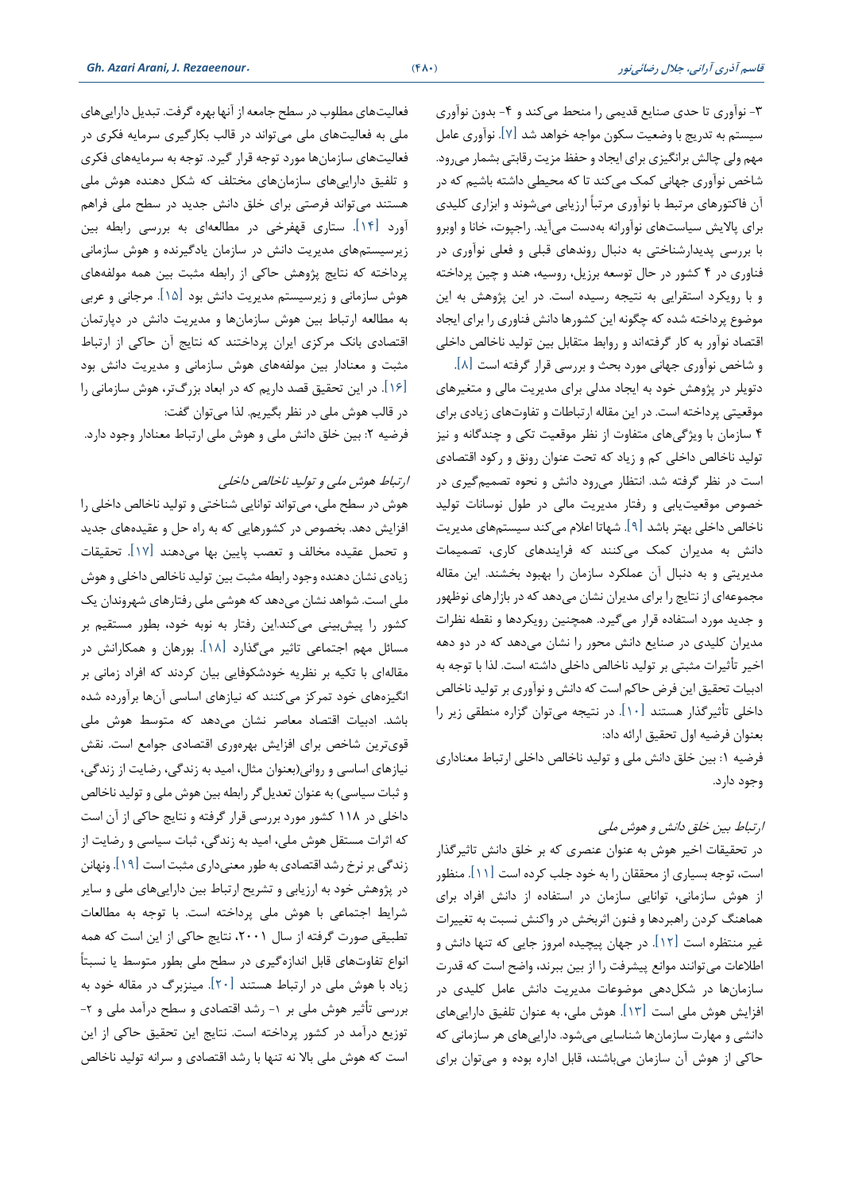۳- نوآوری تا حدی صنایع قدیمی را منحط می‌کند و ۴- بدون نوآوری سیستم به تدریج با وضعیت سکون مواجه خواهد شد [۷]. نوآوری عامل مهم ولی چالش برانگیزی برای ایجاد و حفظ مزیت رقابتی بشمار می‌رود. شاخص نوآوری جهانی کمک می‌کند تا که محیطی داشته باشیم که در آن فاکتورهای مرتبط با نوآوری مرتباً ارزیابی می‌شوند و ابزاری کلیدی برای پالایش سیاست‌های نوآورانه به‌دست می‌آید. راجپوت، خانا و اوبرو با بررسی پدیدارشناختی به دنبال روندهای قبلی و فعلی نوآوری در فناوری در ۴ کشور در حال توسعه برزیل، روسیه، هند و چین پرداخته و با رویکرد استقرایی به نتیجه رسیده است. در این پژوهش به این موضوع پرداخته شده که چگونه این کشورها دانش فناوری را برای ایجاد اقتصاد نوآور به کار گرفته‌اند و روابط متقابل بین تولید ناخالص داخلی و شاخص نوآوری جهانی مورد بحث و بررسی قرار گرفته است [۸]. دتویلر در پژوهش خود به ایجاد مدلی برای مدیریت مالی و متغیرهای موقعیتی پرداخته است. در این مقاله ارتباطات و تفاوت‌های زیادی برای ۴ سازمان با ویژگی‌های متفاوت از نظر موقعیت تکی و چندگانه و نیز تولید ناخالص داخلی کم و زیاد که تحت عنوان رونق و رکود اقتصادی است در نظر گرفته شد. انتظار می‌رود دانش و نحوه تصمیم‌گیری در خصوص موقعیت‌یابی و رفتار مدیریت مالی در طول نوسانات تولید ناخالص داخلی بهتر باشد [۹]. شهاتا اعلام می‌کند سیستم‌های مدیریت دانش به مدیران کمک می‌کنند که فرایندهای کاری، تصمیمات مدیریتی و به دنبال آن عملکرد سازمان را بهبود بخشند. این مقاله مجموعه‌ای از نتایج را برای مدیران نشان می‌دهد که در بازارهای نوظهور و جدید مورد استفاده قرار می‌گیرد. همچنین رویکردها و نقطه نظرات مدیران کلیدی در صنایع دانش محور را نشان می‌دهد که در دو دهه اخیر تأثیرات مثبتی بر تولید ناخالص داخلی داشته است. لذا با توجه به ادبیات تحقیق این فرض حاکم است که دانش و نوآوری بر تولید ناخالص داخلی تأثیرگذار هستند [۱۰]. در نتیجه می‌توان گزاره منطقی زیر را بعنوان فرضیه اول تحقیق ارائه داد:

فرضیه ۱: بین خلق دانش ملی و تولید ناخالص داخلی ارتباط معناداری وجود دارد.

*ارتباط بین خلق دانش و هوش ملی*

در تحقیقات اخیر هوش به عنوان عنصری که بر خلق دانش تاثیرگذار است، توجه بسیاری از محققان را به خود جلب کرده است [۱۱]. منظور از هوش سازمانی، توانایی سازمان در استفاده از دانش افراد برای هماهنگ کردن راهبردها و فنون اثربخش در واکنش نسبت به تغییرات غیر منتظره است [۱۲]. در جهان پیچیده امروز جایی که تنها دانش و اطلاعات می‌توانند موانع پیشرفت را از بین ببرند، واضح است که قدرت سازمان‌ها در شکل‌دهی موضوعات مدیریت دانش عامل کلیدی در افزایش هوش ملی است [۱۳]. هوش ملی، به عنوان تلفیق دارایی‌های دانشی و مهارت سازمان‌ها شناسایی می‌شود. دارایی‌های هر سازمانی که حاکی از هوش آن سازمان می‌باشند، قابل اداره بوده و می‌توان برای فعالیت‌های مطلوب در سطح جامعه از آنها بهره گرفت. تبدیل دارایی‌های ملی به فعالیت‌های ملی می‌تواند در قالب بکارگیری سرمایه فکری در فعالیت‌های سازمان‌ها مورد توجه قرار گیرد. توجه به سرمایه‌های فکری و تلفیق دارایی‌های سازمان‌های مختلف که شکل دهنده هوش ملی هستند می‌تواند فرصتی برای خلق دانش جدید در سطح ملی فراهم آورد [۱۴]. ستاری قهفرخی در مطالعه‌ای به بررسی رابطه بین زیرسیستم‌های مدیریت دانش در سازمان یادگیرنده و هوش سازمانی پرداخته که نتایج پژوهش حاکی از رابطه مثبت بین همه مولفه‌های هوش سازمانی و زیرسیستم مدیریت دانش بود [۱۵]. مرجانی و عربی به مطالعه ارتباط بین هوش سازمان‌ها و مدیریت دانش در دپارتمان اقتصادی بانک مرکزی ایران پرداختند که نتایج آن حاکی از ارتباط مثبت و معنادار بین مولفه‌های هوش سازمانی و مدیریت دانش بود [۱۶]. در این تحقیق قصد داریم که در ابعاد بزرگ‌تر، هوش سازمانی را در قالب هوش ملی در نظر بگیریم. لذا می‌توان گفت:

فرضیه ۲: بین خلق دانش ملی و هوش ملی ارتباط معنادار وجود دارد.

*ارتباط هوش ملی و تولید ناخالص داخلی*

هوش در سطح ملی، می‌تواند توانایی شناختی و تولید ناخالص داخلی را افزایش دهد. بخصوص در کشورهایی که به راه حل و عقیده‌های جدید و تحمل عقیده مخالف و تعصب پایین بها می‌دهند [۱۷]. تحقیقات زیادی نشان دهنده وجود رابطه مثبت بین تولید ناخالص داخلی و هوش ملی است. شواهد نشان می‌دهد که هوشی ملی رفتارهای شهروندان یک کشور را پیش‌بینی می‌کند.این رفتار به نوبه خود، بطور مستقیم بر مسائل مهم اجتماعی تاثیر می‌گذارد [۱۸]. بورهان و همکارانش در مقاله‌ای با تکیه بر نظریه خودشکوفایی بیان کردند که افراد زمانی بر انگیزه‌های خود تمرکز می‌کنند که نیازهای اساسی آن‌ها برآورده شده باشد. ادبیات اقتصاد معاصر نشان می‌دهد که متوسط هوش ملی قوی‌ترین شاخص برای افزایش بهره‌وری اقتصادی جوامع است. نقش نیازهای اساسی و روانی(بعنوان مثال، امید به زندگی، رضایت از زندگی، و ثبات سیاسی) به عنوان تعدیل‌گر رابطه بین هوش ملی و تولید ناخالص داخلی در ۱۱۸ کشور مورد بررسی قرار گرفته و نتایج حاکی از آن است که اثرات مستقل هوش ملی، امید به زندگی، ثبات سیاسی و رضایت از زندگی بر نرخ رشد اقتصادی به طور معنی‌داری مثبت است [۱۹]. ونهانن در پژوهش خود به ارزیابی و تشریح ارتباط بین دارایی‌های ملی و سایر شرایط اجتماعی با هوش ملی پرداخته است. با توجه به مطالعات تطبیقی صورت گرفته از سال ۲۰۰۱، نتایج حاکی از این است که همه انواع تفاوت‌های قابل اندازه‌گیری در سطح ملی بطور متوسط یا نسبتاً زیاد با هوش ملی در ارتباط هستند [۲۰]. مینزبرگ در مقاله خود به بررسی تأثیر هوش ملی بر ۱- رشد اقتصادی و سطح درآمد ملی و ۲- توزیع درآمد در کشور پرداخته است. نتایج این تحقیق حاکی از این است که هوش ملی بالا نه تنها با رشد اقتصادی و سرانه تولید ناخالص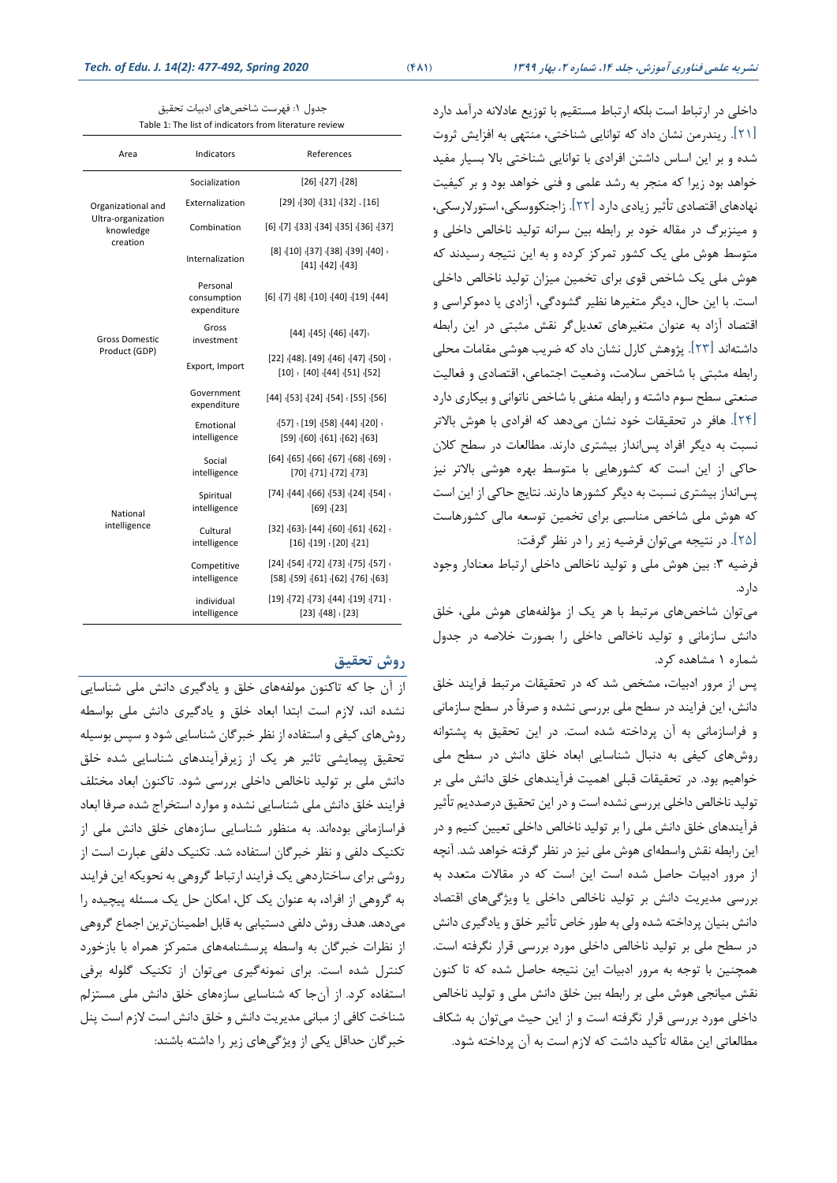داخلی در ارتباط است بلکه ارتباط مستقیم با توزیع عادلانه درآمد دارد [۲۱]. ریندرمن نشان داد که توانایی شناختی، منتهی به افزایش ثروت شده و بر این اساس داشتن افرادی با توانایی شناختی بالا بسیار مفید خواهد بود زیرا که منجر به رشد علمی و فنی خواهد بود و بر کیفیت نهادهای اقتصادی تأثیر زیادی دارد [۲۲]. زاجنکووسکی، استورلارسکی، و مینزبرگ در مقاله خود بر رابطه بین سرانه تولید ناخالص داخلی و متوسط هوش ملی یک کشور تمرکز کرده و به این نتیجه رسیدند که هوش ملی یک شاخص قوی برای تخمین میزان تولید ناخالص داخلی است. با این حال، دیگر متغیرها نظیر گشودگی، آزادی یا دموکراسی و اقتصاد آزاد به عنوان متغیرهای تعدیل‌گر نقش مثبتی در این رابطه داشته‌اند [۲۳]. پژوهش کارل نشان داد که ضریب هوشی مقامات محلی رابطه مثبتی با شاخص سلامت، وضعیت اجتماعی، اقتصادی و فعالیت صنعتی سطح سوم داشته و رابطه منفی با شاخص ناتوانی و بیکاری دارد [۲۴]. هافر در تحقیقات خود نشان می‌دهد که افرادی با هوش بالاتر نسبت به دیگر افراد پس‌انداز بیشتری دارند. مطالعات در سطح کلان حاکی از این است که کشورهایی با متوسط بهره هوشی بالاتر نیز پس‌انداز بیشتری نسبت به دیگر کشورها دارند. نتایج حاکی از این است که هوش ملی شاخص مناسبی برای تخمین توسعه مالی کشورهاست [۲۵]. در نتیجه می‌توان فرضیه زیر را در نظر گرفت:

فرضیه ۳: بین هوش ملی و تولید ناخالص داخلی ارتباط معنادار وجود دارد.

می‌توان شاخص‌های مرتبط با هر یک از مؤلفه‌های هوش ملی، خلق دانش سازمانی و تولید ناخالص داخلی را بصورت خلاصه در جدول شماره ۱ مشاهده کرد.

پس از مرور ادبیات، مشخص شد که در تحقیقات مرتبط فرایند خلق دانش، این فرایند در سطح ملی بررسی نشده و صرفاً در سطح سازمانی و فراسازمانی به آن پرداخته شده است. در این تحقیق به پشتوانه روش‌های کیفی به دنبال شناسایی ابعاد خلق دانش در سطح ملی خواهیم بود. در تحقیقات قبلی اهمیت فرآیندهای خلق دانش ملی بر تولید ناخالص داخلی بررسی نشده است و در این تحقیق درصددیم تأثیر فرآیندهای خلق دانش ملی را بر تولید ناخالص داخلی تعیین کنیم و در این رابطه نقش واسطه‌ای هوش ملی نیز در نظر گرفته خواهد شد. آنچه از مرور ادبیات حاصل شده است این است که در مقالات متعدد به بررسی مدیریت دانش بر تولید ناخالص داخلی یا ویژگی‌های اقتصاد دانش بنیان پرداخته شده ولی به طور خاص تأثیر خلق و یادگیری دانش در سطح ملی بر تولید ناخالص داخلی مورد بررسی قرار نگرفته است. همچنین با توجه به مرور ادبیات این نتیجه حاصل شده که تا کنون نقش میانجی هوش ملی بر رابطه بین خلق دانش ملی و تولید ناخالص داخلی مورد بررسی قرار نگرفته است و از این حیث می‌توان به شکاف مطالعاتی این مقاله تأکید داشت که لازم است به آن پرداخته شود.

جدول ۱: فهرست شاخص‌های ادبیات تحقیق

Table 1: The list of indicators from literature review

| Area | Indicators | References |
|---|---|---|
| Organizational and Ultra-organization knowledge creation | Socialization | [26] ;[27] ;[28] |
| | Externalization | [29] ;[30] ;[31] ;[32] . [16] |
| | Combination | [6] ;[7] ;[33] ;[34] ;[35] ;[36] ;[37] |
| | Internalization | [8] ;[10] ;[37] ;[38] ;[39] ;[40] ; [41] ;[42] ;[43] |
| Gross Domestic Product (GDP) | Personal consumption expenditure | [6] ;[7] ;[8] ;[10] ;[40] ;[19] ;[44] |
| | Gross investment | [44] ;[45] ;[46] ;[47]; |
| | Export, Import | [22] ;[48]. [49] ;[46] ;[47] ;[50] ; [10] ; [40] ;[44] ;[51] ;[52] |
| | Government expenditure | [44] ;[53] ;[24] ;[54] ; [55] ;[56] |
| National intelligence | Emotional intelligence | ;[57] ; [19] ;[58] ;[44] ;[20] ; [59] ;[60] ;[61] ;[62] ;[63] |
| | Social intelligence | [64] ;[65] ;[66] ;[67] ;[68] ;[69] ; [70] ;[71] ;[72] ;[73] |
| | Spiritual intelligence | [74] ;[44] ;[66] ;[53] ;[24] ;[54] ; [69] ;[23] |
| | Cultural intelligence | [32] ;[63]; [44] ;[60] ;[61] ;[62] ; [16] ;[19] ; [20] ;[21] |
| | Competitive intelligence | [24] ;[54] ;[72] ;[73] ;[75] ;[57] ; [58] ;[59] ;[61] ;[62] ;[76] ;[63] |
| | individual intelligence | [19] ;[72] ;[73] ;[44] ;[19] ;[71] ; [23] ;[48] ; [23] |

## روش تحقیق

از آن جا که تاکنون مولفه‌های خلق و یادگیری دانش ملی شناسایی نشده اند، لازم است ابتدا ابعاد خلق و یادگیری دانش ملی بواسطه روش‌های کیفی و استفاده از نظر خبرگان شناسایی شود و سپس بوسیله تحقیق پیمایشی تاثیر هر یک از زیرفرآیندهای شناسایی شده خلق دانش ملی بر تولید ناخالص داخلی بررسی شود. تاکنون ابعاد مختلف فرایند خلق دانش ملی شناسایی نشده و موارد استخراج شده صرفا ابعاد فراسازمانی بوده‌اند. به منظور شناسایی سازه‌های خلق دانش ملی از تکنیک دلفی و نظر خبرگان استفاده شد. تکنیک دلفی عبارت است از روشی برای ساختاردهی یک فرایند ارتباط گروهی به نحوی‌که این فرایند به گروهی از افراد، به عنوان یک کل، امکان حل یک مسئله پیچیده را می‌دهد. هدف روش دلفی دستیابی به قابل اطمینان‌ترین اجماع گروهی از نظرات خبرگان به واسطه پرسشنامه‌های متمرکز همراه با بازخورد کنترل شده است. برای نمونه‌گیری می‌توان از تکنیک گلوله برفی استفاده کرد. از آن‌جا که شناسایی سازه‌های خلق دانش ملی مستلزم شناخت کافی از مبانی مدیریت دانش و خلق دانش است لازم است پنل خبرگان حداقل یکی از ویژگی‌های زیر را داشته باشند: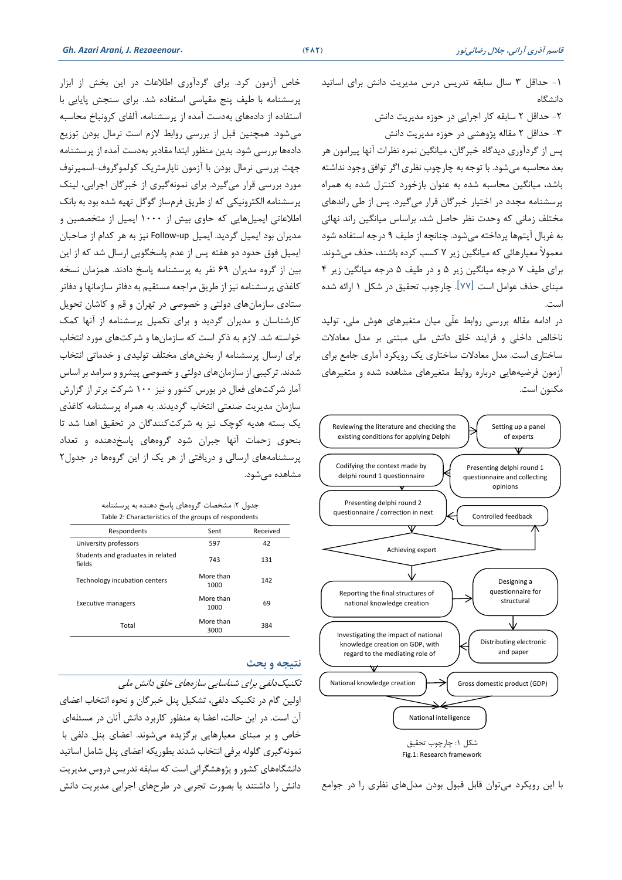۱- حداقل ۳ سال سابقه تدریس درس مدیریت دانش برای اساتید دانشگاه

۲- حداقل ۲ سابقه کار اجرایی در حوزه مدیریت دانش

۳- حداقل ۲ مقاله پژوهشی در حوزه مدیریت دانش

پس از گردآوری دیدگاه خبرگان، میانگین نمره نظرات آنها پیرامون هر بعد محاسبه می‌شود. با توجه به چارچوب نظری اگر توافق وجود نداشته باشد، میانگین محاسبه شده به عنوان بازخورد کنترل شده به همراه پرسشنامه مجدد در اختیار خبرگان قرار می‌گیرد. پس از طی راندهای مختلف زمانی که وحدت نظر حاصل شد، براساس میانگین راند نهائی به غربال آیتم‌ها پرداخته می‌شود. چنانچه از طیف ۹ درجه استفاده شود معمولاً معیارهائی که میانگین زیر ۷ کسب کرده باشند، حذف می‌شوند. برای طیف ۷ درجه میانگین زیر ۵ و در طیف ۵ درجه میانگین زیر ۴ مبنای حذف عوامل است [۷۷]. چارچوب تحقیق در شکل ۱ ارائه شده است.

در ادامه مقاله بررسی روابط علّی میان متغیرهای هوش ملی، تولید ناخالص داخلی و فرایند خلق دانش ملی مبتنی بر مدل معادلات ساختاری است. مدل معادلات ساختاری یک رویکرد آماری جامع برای آزمون فرضیه‌هایی درباره روابط متغیرهای مشاهده شده و متغیرهای مکنون است.

Reviewing the literature and checking the existing conditions for applying Delphi → Setting up a panel of experts → Presenting delphi round 1 questionnaire and collecting opinions → Codifying the context made by delphi round 1 questionnaire → Presenting delphi round 2 questionnaire / correction in next → Achieving expert ↔ Controlled feedback → Reporting the final structures of national knowledge creation → Designing a questionnaire for structural → Distributing electronic and paper → Investigating the impact of national knowledge creation on GDP, with regard to the mediating role of → National knowledge creation → Gross domestic product (GDP) → National intelligence

شکل ۱: چارچوب تحقیق
Fig.1: Research framework

با این رویکرد می‌توان قابل قبول بودن مدل‌های نظری را در جوامع خاص آزمون کرد. برای گردآوری اطلاعات در این بخش از ابزار پرسشنامه با طیف پنج مقیاسی استفاده شد. برای سنجش پایایی با استفاده از داده‌های به‌دست آمده از پرسشنامه، آلفای کرونباخ محاسبه می‌شود. همچنین قبل از بررسی روابط لازم است نرمال بودن توزیع داده‌ها بررسی شود. بدین منظور ابتدا مقادیر به‌دست آمده از پرسشنامه جهت بررسی نرمال بودن با آزمون ناپارمتریک کولموگروف-اسمیرنوف مورد بررسی قرار می‌گیرد. برای نمونه‌گیری از خبرگان اجرایی، لینک پرسشنامه الکترونیکی که از طریق فرم‌ساز گوگل تهیه شده بود به بانک اطلاعاتی ایمیل‌هایی که حاوی بیش از ۱۰۰۰ ایمیل از متخصصین و مدیران بود ایمیل گردید. ایمیل Follow-up نیز به هر کدام از صاحبان ایمیل فوق حدود دو هفته پس از عدم پاسخگویی ارسال شد که از این بین از گروه مدیران ۶۹ نفر به پرسشنامه پاسخ دادند. همزمان نسخه کاغذی پرسشنامه نیز از طریق مراجعه مستقیم به دفاتر سازمانها و دفاتر ستادی سازمان‌های دولتی و خصوصی در تهران و قم و کاشان تحویل کارشناسان و مدیران گردید و برای تکمیل پرسشنامه از آنها کمک خواسته شد. لازم به ذکر است که سازمان‌ها و شرکت‌های مورد انتخاب برای ارسال پرسشنامه از بخش‌های مختلف تولیدی و خدماتی انتخاب شدند. ترکیبی از سازمان‌های دولتی و خصوصی پیشرو و سرامد بر اساس آمار شرکت‌های فعال در بورس کشور و نیز ۱۰۰ شرکت برتر از گزارش سازمان مدیریت صنعتی انتخاب گردیدند. به همراه پرسشنامه کاغذی یک بسته هدیه کوچک نیز به شرکت‌کنندگان در تحقیق اهدا شد تا بنحوی زحمات آنها جبران شود گروههای پاسخ‌دهنده و تعداد پرسشنامه‌های ارسالی و دریافتی از هر یک از این گروهها در جدول۲ مشاهده می‌شود.

جدول ۲: مشخصات گروههای پاسخ دهنده به پرسشنامه
Table 2: Characteristics of the groups of respondents

| Respondents | Sent | Received |
|---|---|---|
| University professors | 597 | 42 |
| Students and graduates in related fields | 743 | 131 |
| Technology incubation centers | More than 1000 | 142 |
| Executive managers | More than 1000 | 69 |
| Total | More than 3000 | 384 |

## نتیجه و بحث

*تکنیک‌دلفی برای شناسایی سازه‌های خلق دانش ملی*

اولین گام در تکنیک دلفی، تشکیل پنل خبرگان و نحوه انتخاب اعضای آن است. در این حالت، اعضا به منظور کاربرد دانش آنان در مسئله‌ای خاص و بر مبنای معیارهایی برگزیده می‌شوند. اعضای پنل دلفی با نمونه‌گیری گلوله برفی انتخاب شدند بطوریکه اعضای پنل شامل اساتید دانشگاه‌های کشور و پژوهشگرانی است که سابقه تدریس دروس مدیریت دانش را داشتند یا بصورت تجربی در طرح‌های اجرایی مدیریت دانش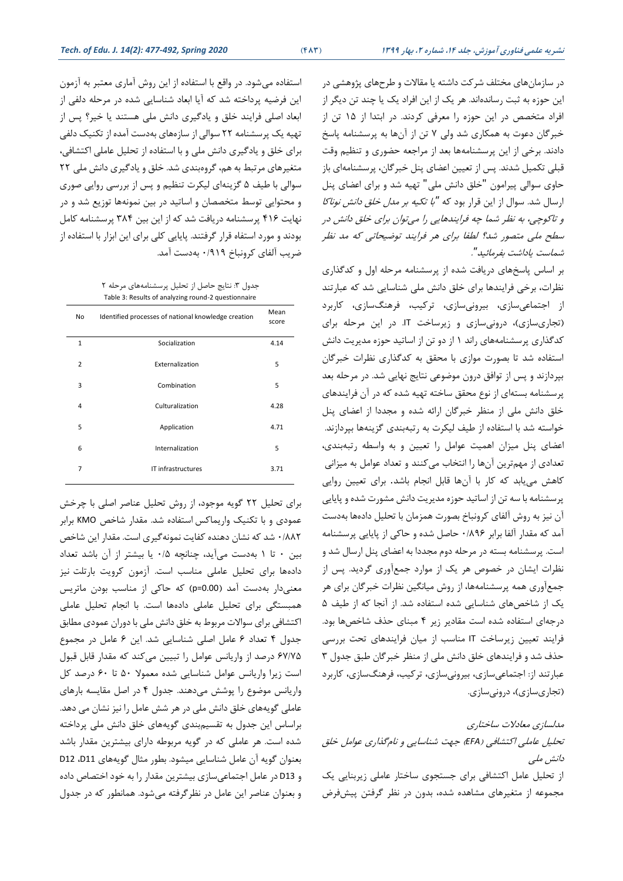در سازمان‌های مختلف شرکت داشته یا مقالات و طرح‌های پژوهشی در این حوزه به ثبت رسانده‌اند. هر یک از این افراد یک یا چند تن دیگر از افراد متخصص در این حوزه را معرفی کردند. در ابتدا از ۱۵ تن از خبرگان دعوت به همکاری شد ولی ۷ تن از آن‌ها به پرسشنامه پاسخ دادند. برخی از این پرسشنامه‌ها بعد از مراجعه حضوری و تنظیم وقت قبلی تکمیل شدند. پس از تعیین اعضای پنل خبرگان، پرسشنامه‌ای باز حاوی سوالی پیرامون "خلق دانش ملی" تهیه شد و برای اعضای پنل ارسال شد. سوال از این قرار بود که *"با تکیه بر مدل خلق دانش نوناکا و تاکوچی، به نظر شما چه فرایندهایی را می‌توان برای خلق دانش در سطح ملی متصور شد؟ لطفا برای هر فرایند توضیحاتی که مد نظر شماست یاداشت بفرمائید".*

بر اساس پاسخ‌های دریافت شده از پرسشنامه مرحله اول و کدگذاری نظرات، برخی فرایندها برای خلق دانش ملی شناسایی شد که عبارتند از اجتماعی‌سازی، بیرونی‌سازی، ترکیب، فرهنگ‌سازی، کاربرد (تجاری‌سازی)، درونی‌سازی و زیرساخت IT. در این مرحله برای کدگذاری پرسشنامه‌های راند ۱ از دو تن از اساتید حوزه مدیریت دانش استفاده شد تا بصورت موازی با محقق به کدگذاری نظرات خبرگان بپردازند و پس از توافق درون موضوعی نتایج نهایی شد. در مرحله بعد پرسشنامه بسته‌ای از نوع محقق ساخته تهیه شده که در آن فرایندهای خلق دانش ملی از منظر خبرگان ارائه شده و مجددا از اعضای پنل خواسته شد با استفاده از طیف لیکرت به رتبه‌بندی گزینه‌ها بپردازند. اعضای پنل میزان اهمیت عوامل را تعیین و به واسطه رتبه‌بندی، تعدادی از مهم‌ترین آن‌ها را انتخاب می‌کنند و تعداد عوامل به میزانی کاهش می‌یابد که کار با آن‌ها قابل انجام باشد. برای تعیین روایی پرسشنامه با سه تن از اساتید حوزه مدیریت دانش مشورت شده و پایایی آن نیز به روش آلفای کرونباخ بصورت همزمان با تحلیل داده‌ها بدست آمد که مقدار آلفا برابر ۰/۸۹۶ حاصل شده و حاکی از پایایی پرسشنامه است. پرسشنامه بسته در مرحله دوم مجددا به اعضای پنل ارسال شد و نظرات ایشان در خصوص هر یک از موارد جمع‌آوری گردید. پس از جمع‌آوری همه پرسشنامه‌ها، از روش میانگین نظرات خبرگان برای هر یک از شاخص‌های شناسایی شده استفاده شد. از آنجا که از طیف ۵ درجه‌ای استفاده شده است مقادیر زیر ۴ مبنای حذف شاخص‌ها بود. فرایند تعیین زیرساخت IT مناسب از میان فرایندهای تحت بررسی حذف شد و فرایندهای خلق دانش ملی از منظر خبرگان طبق جدول ۳ عبارتند از: اجتماعی‌سازی، بیرونی‌سازی، ترکیب، فرهنگ‌سازی، کاربرد (تجاری‌سازی)، درونی‌سازی.

*مدلسازی معادلات ساختاری*

*تحلیل عاملی اکتشافی (EFA) جهت شناسایی و نام‌گذاری عوامل خلق دانش ملی*

از تحلیل عامل اکتشافی برای جستجوی ساختار عاملی زیربنایی یک مجموعه از متغیرهای مشاهده شده، بدون در نظر گرفتن پیش‌فرض استفاده می‌شود. در واقع با استفاده از این روش آماری معتبر به آزمون این فرضیه پرداخته شد که آیا ابعاد شناسایی شده در مرحله دلفی از ابعاد اصلی فرایند خلق و یادگیری دانش ملی هستند یا خیر؟ پس از تهیه یک پرسشنامه ۲۲ سوالی از سازه‌های بدست آمده از تکنیک دلفی برای خلق و یادگیری دانش ملی و با استفاده از تحلیل عاملی اکتشافی، متغیرهای مرتبط به هم، گروه‌بندی شد. خلق و یادگیری دانش ملی ۲۲ سوالی با طیف ۵ گزینه‌ای لیکرت تنظیم و پس از بررسی روایی صوری و محتوایی توسط متخصصان و اساتید در بین نمونه‌ها توزیع شد و در نهایت ۴۱۶ پرسشنامه دریافت شد که از این بین ۳۸۴ پرسشنامه کامل بودند و مورد استفاده قرار گرفتند. پایایی کلی برای این ابزار با استفاده از ضریب آلفای کرونباخ ۰/۹۱۹ بدست آمد.

جدول ۳: نتایج حاصل از تحلیل پرسشنامه‌های مرحله ۲

Table 3: Results of analyzing round-2 questionnaire

| No | Identified processes of national knowledge creation | Mean score |
|---|---|---|
| 1 | Socialization | 4.14 |
| 2 | Externalization | 5 |
| 3 | Combination | 5 |
| 4 | Culturalization | 4.28 |
| 5 | Application | 4.71 |
| 6 | Internalization | 5 |
| 7 | IT infrastructures | 3.71 |

برای تحلیل ۲۲ گویه موجود، از روش تحلیل عناصر اصلی با چرخش عمودی و با تکنیک واریماکس استفاده شد. مقدار شاخص KMO برابر ۰/۸۸۲ شد که نشان دهنده کفایت نمونه‌گیری است. مقدار این شاخص بین ۰ تا ۱ بدست می‌آید، چنانچه ۰/۵ یا بیشتر از آن باشد تعداد داده‌ها برای تحلیل عاملی مناسب است. آزمون کرویت بارتلت نیز معنی‌دار بدست آمد (p=0.00) که حاکی از مناسب بودن ماتریس همبستگی برای تحلیل عاملی داده‌ها است. با انجام تحلیل عاملی اکتشافی برای سوالات مربوط به خلق دانش ملی با دوران عمودی مطابق جدول ۴ تعداد ۶ عامل اصلی شناسایی شد. این ۶ عامل در مجموع ۶۷/۷۵ درصد از واریانس عوامل را تبیین می‌کند که مقدار قابل قبول است زیرا واریانس عوامل شناسایی شده معمولا ۵۰ تا ۶۰ درصد کل واریانس موضوع را پوشش می‌دهند. جدول ۴ در اصل مقایسه بارهای عاملی گویه‌های خلق دانش ملی در هر شش عامل را نیز نشان می دهد. براساس این جدول به تقسیم‌بندی گویه‌های خلق دانش ملی پرداخته شده است. هر عاملی که در گویه مربوطه دارای بیشترین مقدار باشد بعنوان گویه آن عامل شناسایی میشود. بطور مثال گویه‌های D11، D12 و D13 در عامل اجتماعی‌سازی بیشترین مقدار را به خود اختصاص داده و بعنوان عناصر این عامل در نظرگرفته می‌شود. همانطور که در جدول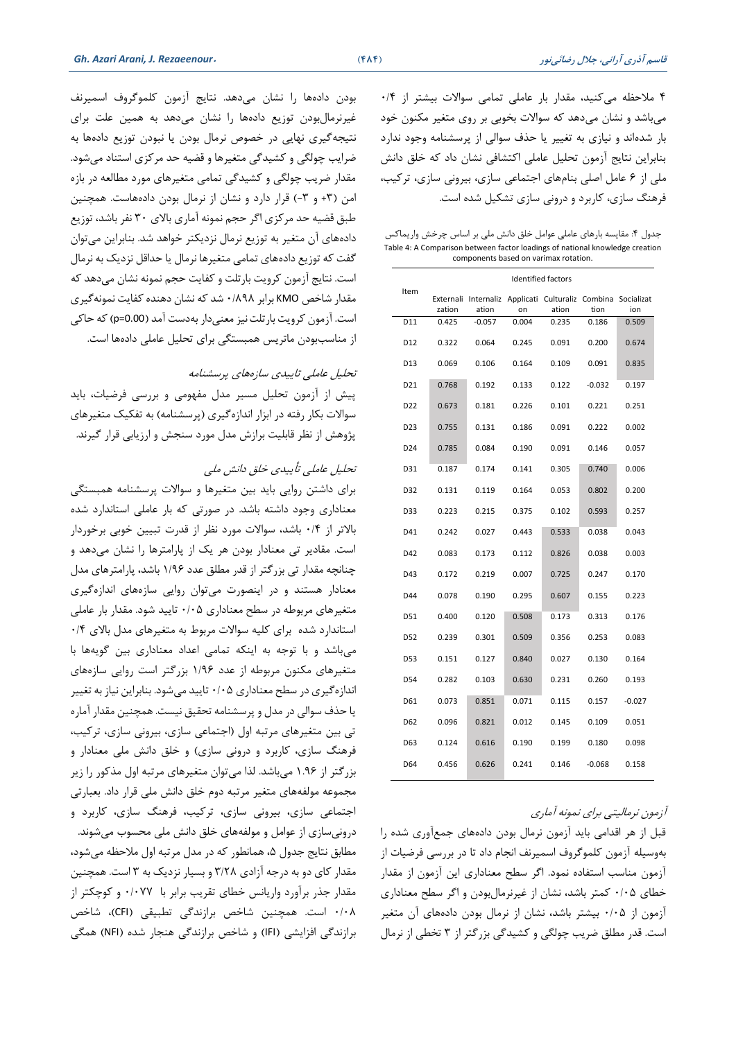۴ ملاحظه می‌کنید، مقدار بار عاملی تمامی سوالات بیشتر از ۰/۴ می‌باشد و نشان می‌دهد که سوالات بخوبی بر روی متغیر مکنون خود بار شده‌اند و نیازی به تغییر یا حذف سوالی از پرسشنامه وجود ندارد بنابراین نتایج آزمون تحلیل عاملی اکتشافی نشان داد که خلق دانش ملی از ۶ عامل اصلی بنام‌های اجتماعی سازی، بیرونی سازی، ترکیب، فرهنگ سازی، کاربرد و درونی سازی تشکیل شده است.

جدول ۴: مقایسه بارهای عاملی عوامل خلق دانش ملی بر اساس چرخش واریماکس
Table 4: A Comparison between factor loadings of national knowledge creation components based on varimax rotation.

| Item | Identified factors | | | | | |
|---|---|---|---|---|---|---|
| | Externalization | Internalization | Application | Culturalization | Combination | Socialization |
| D11 | 0.425 | -0.057 | 0.004 | 0.235 | 0.186 | 0.509 |
| D12 | 0.322 | 0.064 | 0.245 | 0.091 | 0.200 | 0.674 |
| D13 | 0.069 | 0.106 | 0.164 | 0.109 | 0.091 | 0.835 |
| D21 | 0.768 | 0.192 | 0.133 | 0.122 | -0.032 | 0.197 |
| D22 | 0.673 | 0.181 | 0.226 | 0.101 | 0.221 | 0.251 |
| D23 | 0.755 | 0.131 | 0.186 | 0.091 | 0.222 | 0.002 |
| D24 | 0.785 | 0.084 | 0.190 | 0.091 | 0.146 | 0.057 |
| D31 | 0.187 | 0.174 | 0.141 | 0.305 | 0.740 | 0.006 |
| D32 | 0.131 | 0.119 | 0.164 | 0.053 | 0.802 | 0.200 |
| D33 | 0.223 | 0.215 | 0.375 | 0.102 | 0.593 | 0.257 |
| D41 | 0.242 | 0.027 | 0.443 | 0.533 | 0.038 | 0.043 |
| D42 | 0.083 | 0.173 | 0.112 | 0.826 | 0.038 | 0.003 |
| D43 | 0.172 | 0.219 | 0.007 | 0.725 | 0.247 | 0.170 |
| D44 | 0.078 | 0.190 | 0.295 | 0.607 | 0.155 | 0.223 |
| D51 | 0.400 | 0.120 | 0.508 | 0.173 | 0.313 | 0.176 |
| D52 | 0.239 | 0.301 | 0.509 | 0.356 | 0.253 | 0.083 |
| D53 | 0.151 | 0.127 | 0.840 | 0.027 | 0.130 | 0.164 |
| D54 | 0.282 | 0.103 | 0.630 | 0.231 | 0.260 | 0.193 |
| D61 | 0.073 | 0.851 | 0.071 | 0.115 | 0.157 | -0.027 |
| D62 | 0.096 | 0.821 | 0.012 | 0.145 | 0.109 | 0.051 |
| D63 | 0.124 | 0.616 | 0.190 | 0.199 | 0.180 | 0.098 |
| D64 | 0.456 | 0.626 | 0.241 | 0.146 | -0.068 | 0.158 |

### آزمون نرمالیتی برای نمونه آماری

قبل از هر اقدامی باید آزمون نرمال بودن داده‌های جمع‌آوری شده را به‌وسیله آزمون کلموگروف اسمیرنف انجام داد تا در بررسی فرضیات از آزمون مناسب استفاده نمود. اگر سطح معناداری این آزمون از مقدار خطای ۰/۰۵ کمتر باشد، نشان از غیرنرمال‌بودن و اگر سطح معناداری آزمون از ۰/۰۵ بیشتر باشد، نشان از نرمال بودن داده‌های آن متغیر است. قدر مطلق ضریب چولگی و کشیدگی بزرگتر از ۳ تخطی از نرمال بودن داده‌ها را نشان می‌دهد. نتایج آزمون کلموگروف اسمیرنف غیرنرمال‌بودن توزیع داده‌ها را نشان می‌دهد به همین علت برای نتیجه‌گیری نهایی در خصوص نرمال بودن یا نبودن توزیع داده‌ها به ضرایب چولگی و کشیدگی متغیرها و قضیه حد مرکزی استناد می‌شود. مقدار ضریب چولگی و کشیدگی تمامی متغیرهای مورد مطالعه در بازه امن (۳+ و ۳-) قرار دارد و نشان از نرمال بودن داده‌هاست. همچنین طبق قضیه حد مرکزی اگر حجم نمونه آماری بالای ۳۰ نفر باشد، توزیع داده‌های آن متغیر به توزیع نرمال نزدیکتر خواهد شد. بنابراین می‌توان گفت که توزیع داده‌های تمامی متغیرها نرمال یا حداقل نزدیک به نرمال است. نتایج آزمون کرویت بارتلت و کفایت حجم نمونه نشان می‌دهد که مقدار شاخص KMO برابر ۰/۸۹۸ شد که نشان دهنده کفایت نمونه‌گیری است. آزمون کرویت بارتلت نیز معنی‌دار به‌دست آمد (p=0.00) که حاکی از مناسب‌بودن ماتریس همبستگی برای تحلیل عاملی داده‌ها است.

### تحلیل عاملی تاییدی سازه‌های پرسشنامه

پیش از آزمون تحلیل مسیر مدل مفهومی و بررسی فرضیات، باید سوالات بکار رفته در ابزار اندازه‌گیری (پرسشنامه) به تفکیک متغیرهای پژوهش از نظر قابلیت برازش مدل مورد سنجش و ارزیابی قرار گیرند.

### تحلیل عاملی تأییدی خلق دانش ملی

برای داشتن روایی باید بین متغیرها و سوالات پرسشنامه همبستگی معناداری وجود داشته باشد. در صورتی که بار عاملی استاندارد شده بالاتر از ۰/۴ باشد، سوالات مورد نظر از قدرت تبیین خوبی برخوردار است. مقادیر تی معنادار بودن هر یک از پارامترها را نشان می‌دهد و چنانچه مقدار تی بزرگتر از قدر مطلق عدد ۱/۹۶ باشد، پارامترهای مدل معنادار هستند و در اینصورت می‌توان روایی سازه‌های اندازه‌گیری متغیرهای مربوطه در سطح معناداری ۰/۰۵ تایید شود. مقدار بار عاملی استاندارد شده برای کلیه سوالات مربوط به متغیرهای مدل بالای ۰/۴ می‌باشد و با توجه به اینکه تمامی اعداد معناداری بین گویه‌ها با متغیرهای مکنون مربوطه از عدد ۱/۹۶ بزرگتر است روایی سازه‌های اندازه‌گیری در سطح معناداری ۰/۰۵ تایید می‌شود. بنابراین نیاز به تغییر یا حذف سوالی در مدل و پرسشنامه تحقیق نیست. همچنین مقدار آماره تی بین متغیرهای مرتبه اول (اجتماعی سازی، بیرونی سازی، ترکیب، فرهنگ سازی، کاربرد و درونی سازی) و خلق دانش ملی معنادار و بزرگتر از ۱.۹۶ می‌باشد. لذا می‌توان متغیرهای مرتبه اول مذکور را زیر مجموعه مولفه‌های متغیر مرتبه دوم خلق دانش ملی قرار داد. بعبارتی اجتماعی سازی، بیرونی سازی، ترکیب، فرهنگ سازی، کاربرد و درونی‌سازی از عوامل و مولفه‌های خلق دانش ملی محسوب می‌شوند. مطابق نتایج جدول ۵، همانطور که در مدل مرتبه اول ملاحظه می‌شود، مقدار کای دو به درجه آزادی ۳/۲۸ و بسیار نزدیک به ۳ است. همچنین مقدار جذر برآورد واریانس خطای تقریب برابر با ۰/۰۷۷ و کوچکتر از ۰/۰۸ است. همچنین شاخص برازندگی تطبیقی (CFI)، شاخص برازندگی افزایشی (IFI) و شاخص برازندگی هنجار شده (NFI) همگی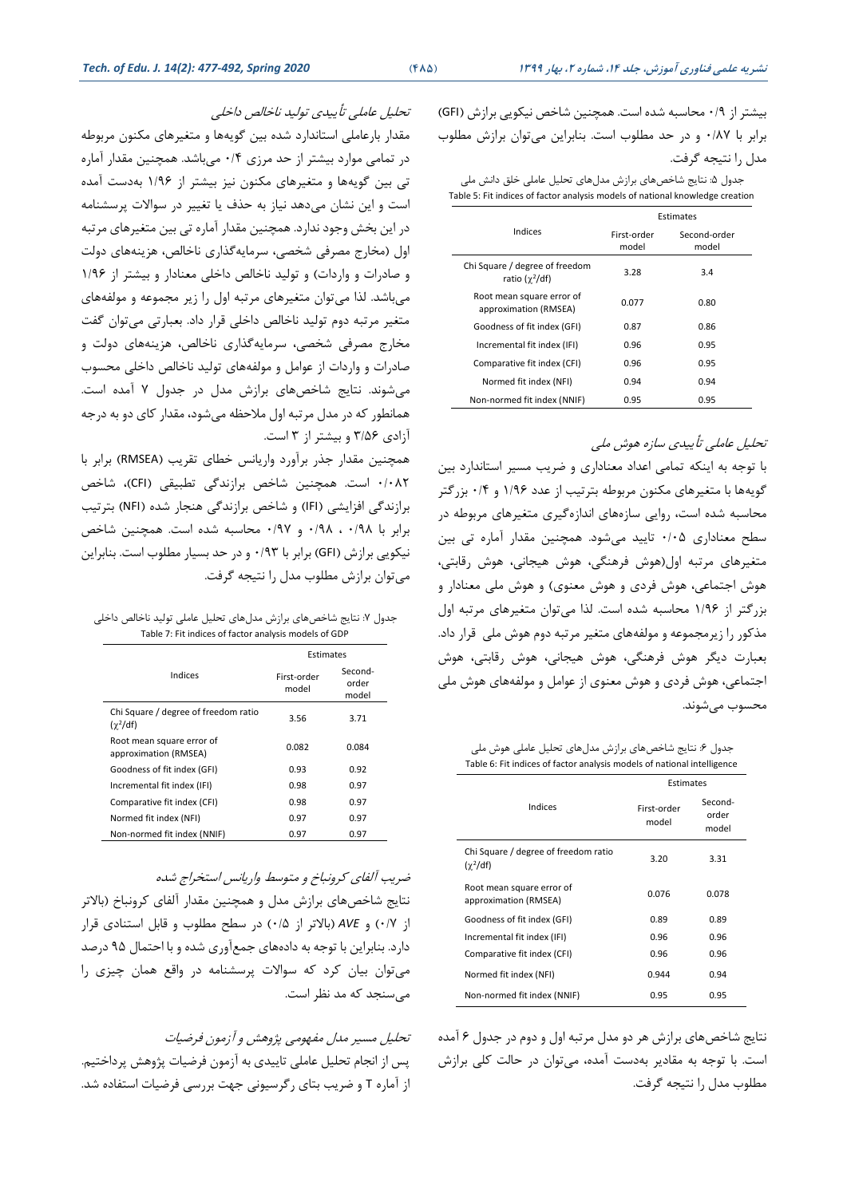بیشتر از ۰/۹ محاسبه شده است. همچنین شاخص نیکویی برازش (GFI) برابر با ۰/۸۷ و در حد مطلوب است. بنابراین می‌توان برازش مطلوب مدل را نتیجه گرفت.

جدول ۵: نتایج شاخص‌های برازش مدل‌های تحلیل عاملی خلق دانش ملی
Table 5: Fit indices of factor analysis models of national knowledge creation

| Indices | Estimates | |
|---|---|---|
| | First-order model | Second-order model |
| Chi Square / degree of freedom ratio ($\chi^2$/df) | 3.28 | 3.4 |
| Root mean square error of approximation (RMSEA) | 0.077 | 0.80 |
| Goodness of fit index (GFI) | 0.87 | 0.86 |
| Incremental fit index (IFI) | 0.96 | 0.95 |
| Comparative fit index (CFI) | 0.96 | 0.95 |
| Normed fit index (NFI) | 0.94 | 0.94 |
| Non-normed fit index (NNIF) | 0.95 | 0.95 |

### *تحلیل عاملی تأییدی سازه هوش ملی*

با توجه به اینکه تمامی اعداد معناداری و ضریب مسیر استاندارد بین گویه‌ها با متغیرهای مکنون مربوطه بترتیب از عدد ۱/۹۶ و ۰/۴ بزرگتر محاسبه شده است، روایی سازه‌های اندازه‌گیری متغیرهای مربوطه در سطح معناداری ۰/۰۵ تایید می‌شود. همچنین مقدار آماره تی بین متغیرهای مرتبه اول(هوش فرهنگی، هوش هیجانی، هوش رقابتی، هوش اجتماعی، هوش فردی و هوش معنوی) و هوش ملی معنادار و بزرگتر از ۱/۹۶ محاسبه شده است. لذا می‌توان متغیرهای مرتبه اول مذکور را زیرمجموعه و مولفه‌های متغیر مرتبه دوم هوش ملی قرار داد. بعبارت دیگر هوش فرهنگی، هوش هیجانی، هوش رقابتی، هوش اجتماعی، هوش فردی و هوش معنوی از عوامل و مولفه‌های هوش ملی محسوب می‌شوند.

جدول ۶: نتایج شاخص‌های برازش مدل‌های تحلیل عاملی هوش ملی
Table 6: Fit indices of factor analysis models of national intelligence

| Indices | Estimates | |
|---|---|---|
| | First-order model | Second-order model |
| Chi Square / degree of freedom ratio ($\chi^2$/df) | 3.20 | 3.31 |
| Root mean square error of approximation (RMSEA) | 0.076 | 0.078 |
| Goodness of fit index (GFI) | 0.89 | 0.89 |
| Incremental fit index (IFI) | 0.96 | 0.96 |
| Comparative fit index (CFI) | 0.96 | 0.96 |
| Normed fit index (NFI) | 0.944 | 0.94 |
| Non-normed fit index (NNIF) | 0.95 | 0.95 |

نتایج شاخص‌های برازش هر دو مدل مرتبه اول و دوم در جدول ۶ آمده است. با توجه به مقادیر بدست آمده، می‌توان در حالت کلی برازش مطلوب مدل را نتیجه گرفت.

### *تحلیل عاملی تأییدی تولید ناخالص داخلی*

مقدار بارعاملی استاندارد شده بین گویه‌ها و متغیرهای مکنون مربوطه در تمامی موارد بیشتر از حد مرزی ۰/۴ می‌باشد. همچنین مقدار آماره تی بین گویه‌ها و متغیرهای مکنون نیز بیشتر از ۱/۹۶ بدست آمده است و این نشان می‌دهد نیاز به حذف یا تغییر در سوالات پرسشنامه در این بخش وجود ندارد. همچنین مقدار آماره تی بین متغیرهای مرتبه اول (مخارج مصرفی شخصی، سرمایه‌گذاری ناخالص، هزینه‌های دولت و صادرات و واردات) و تولید ناخالص داخلی معنادار و بیشتر از ۱/۹۶ می‌باشد. لذا می‌توان متغیرهای مرتبه اول را زیر مجموعه و مولفه‌های متغیر مرتبه دوم تولید ناخالص داخلی قرار داد. بعبارتی می‌توان گفت مخارج مصرفی شخصی، سرمایه‌گذاری ناخالص، هزینه‌های دولت و صادرات و واردات از عوامل و مولفه‌های تولید ناخالص داخلی محسوب می‌شوند. نتایج شاخص‌های برازش مدل در جدول ۷ آمده است. همانطور که در مدل مرتبه اول ملاحظه می‌شود، مقدار کای دو به درجه آزادی ۳/۵۶ و بیشتر از ۳ است.

همچنین مقدار جذر برآورد واریانس خطای تقریب (RMSEA) برابر با ۰/۰۸۲ است. همچنین شاخص برازندگی تطبیقی (CFI)، شاخص برازندگی افزایشی (IFI) و شاخص برازندگی هنجار شده (NFI) بترتیب برابر با ۰/۹۸ ، ۰/۹۸ و ۰/۹۷ محاسبه شده است. همچنین شاخص نیکویی برازش (GFI) برابر با ۰/۹۳ و در حد بسیار مطلوب است. بنابراین می‌توان برازش مطلوب مدل را نتیجه گرفت.

جدول ۷: نتایج شاخص‌های برازش مدل‌های تحلیل عاملی تولید ناخالص داخلی
Table 7: Fit indices of factor analysis models of GDP

| Indices | Estimates | |
|---|---|---|
| | First-order model | Second-order model |
| Chi Square / degree of freedom ratio ($\chi^2$/df) | 3.56 | 3.71 |
| Root mean square error of approximation (RMSEA) | 0.082 | 0.084 |
| Goodness of fit index (GFI) | 0.93 | 0.92 |
| Incremental fit index (IFI) | 0.98 | 0.97 |
| Comparative fit index (CFI) | 0.98 | 0.97 |
| Normed fit index (NFI) | 0.97 | 0.97 |
| Non-normed fit index (NNIF) | 0.97 | 0.97 |

### *ضریب آلفای کرونباخ و متوسط واریانس استخراج شده*

نتایج شاخص‌های برازش مدل و همچنین مقدار آلفای کرونباخ (بالاتر از ۰/۷) و *AVE* (بالاتر از ۰/۵) در سطح مطلوب و قابل استنادی قرار دارد. بنابراین با توجه به داده‌های جمع‌آوری شده و با احتمال ۹۵ درصد می‌توان بیان کرد که سوالات پرسشنامه در واقع همان چیزی را می‌سنجد که مد نظر است.

### *تحلیل مسیر مدل مفهومی پژوهش و آزمون فرضیات*

پس از انجام تحلیل عاملی تاییدی به آزمون فرضیات پژوهش پرداختیم. از آماره T و ضریب بتای رگرسیونی جهت بررسی فرضیات استفاده شد.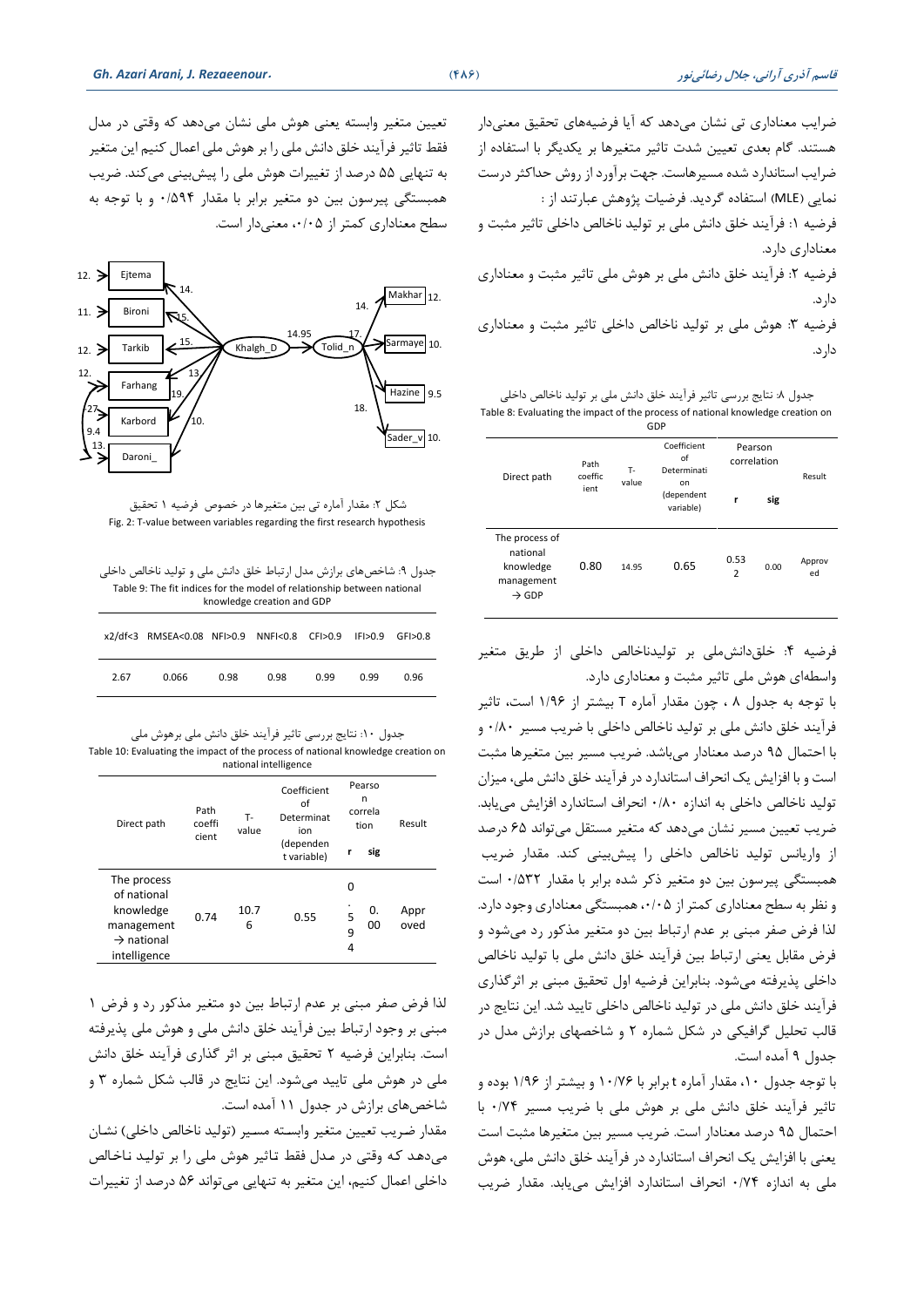ضرایب معناداری تی نشان می‌دهد که آیا فرضیه‌های تحقیق معنی‌دار هستند. گام بعدی تعیین شدت تاثیر متغیرها بر یکدیگر با استفاده از ضرایب استاندارد شده مسیرهاست. جهت برآورد از روش حداکثر درست نمایی (MLE) استفاده گردید. فرضیات پژوهش عبارتند از :

فرضیه ۱: فرآیند خلق دانش ملی بر تولید ناخالص داخلی تاثیر مثبت و معناداری دارد.

فرضیه ۲: فرآیند خلق دانش ملی بر هوش ملی تاثیر مثبت و معناداری دارد.

فرضیه ۳: هوش ملی بر تولید ناخالص داخلی تاثیر مثبت و معناداری دارد.

جدول ۸: نتایج بررسی تاثیر فرآیند خلق دانش ملی بر تولید ناخالص داخلی

Table 8: Evaluating the impact of the process of national knowledge creation on GDP

| Direct path | Path coefficient | T-value | Coefficient of Determination (dependent variable) | Pearson correlation | | Result |
|---|---|---|---|---|---|---|
| | | | | r | sig | |
| The process of national knowledge management → GDP | 0.80 | 14.95 | 0.65 | 0.532 | 0.00 | Approved |

فرضیه ۴: خلق‌دانش‌ملی بر تولیدناخالص داخلی از طریق متغیر واسطه‌ای هوش ملی تاثیر مثبت و معناداری دارد.

با توجه به جدول ۸ ، چون مقدار آماره T بیشتر از ۱/۹۶ است، تاثیر فرآیند خلق دانش ملی بر تولید ناخالص داخلی با ضریب مسیر ۰/۸۰ و با احتمال ۹۵ درصد معنادار می‌باشد. ضریب مسیر بین متغیرها مثبت است و با افزایش یک انحراف استاندارد در فرآیند خلق دانش ملی، میزان تولید ناخالص داخلی به اندازه ۰/۸۰ انحراف استاندارد افزایش می‌یابد. ضریب تعیین مسیر نشان می‌دهد که متغیر مستقل می‌تواند ۶۵ درصد از واریانس تولید ناخالص داخلی را پیش‌بینی کند. مقدار ضریب همبستگی پیرسون بین دو متغیر ذکر شده برابر با مقدار ۰/۵۳۲ است و نظر به سطح معناداری کمتر از ۰/۰۵، همبستگی معناداری وجود دارد. لذا فرض صفر مبنی بر عدم ارتباط بین دو متغیر مذکور رد می‌شود و فرض مقابل یعنی ارتباط بین فرآیند خلق دانش ملی با تولید ناخالص داخلی پذیرفته می‌شود. بنابراین فرضیه اول تحقیق مبنی بر اثرگذاری فرآیند خلق دانش ملی در تولید ناخالص داخلی تایید شد. این نتایج در قالب تحلیل گرافیکی در شکل شماره ۲ و شاخصهای برازش مدل در جدول ۹ آمده است.

با توجه جدول ۱۰، مقدار آماره t برابر با ۱۰/۷۶ و بیشتر از ۱/۹۶ بوده و تاثیر فرآیند خلق دانش ملی بر هوش ملی با ضریب مسیر ۰/۷۴ با احتمال ۹۵ درصد معنادار است. ضریب مسیر بین متغیرها مثبت است یعنی با افزایش یک انحراف استاندارد در فرآیند خلق دانش ملی، هوش ملی به اندازه ۰/۷۴ انحراف استاندارد افزایش می‌یابد. مقدار ضریب تعیین متغیر وابسته یعنی هوش ملی نشان می‌دهد که وقتی در مدل فقط تاثیر فرآیند خلق دانش ملی را بر هوش ملی اعمال کنیم این متغیر به تنهایی ۵۵ درصد از تغییرات هوش ملی را پیش‌بینی می‌کند. ضریب همبستگی پیرسون بین دو متغیر برابر با مقدار ۰/۵۹۴ و با توجه به سطح معناداری کمتر از ۰/۰۵، معنی‌دار است.

شکل ۲: مقدار آماره تی بین متغیرها در خصوص فرضیه ۱ تحقیق

Fig. 2: T-value between variables regarding the first research hypothesis

جدول ۹: شاخص‌های برازش مدل ارتباط خلق دانش ملی و تولید ناخالص داخلی

Table 9: The fit indices for the model of relationship between national knowledge creation and GDP

| x2/df<3 | RMSEA<0.08 | NFI>0.9 | NNFI<0.8 | CFI>0.9 | IFI>0.9 | GFI>0.8 |
|---|---|---|---|---|---|---|
| 2.67 | 0.066 | 0.98 | 0.98 | 0.99 | 0.99 | 0.96 |

جدول ۱۰: نتایج بررسی تاثیر فرآیند خلق دانش ملی برهوش ملی

Table 10: Evaluating the impact of the process of national knowledge creation on national intelligence

| Direct path | Path coefficient | T-value | Coefficient of Determination (dependent variable) | Pearson correlation | | Result |
|---|---|---|---|---|---|---|
| | | | | r | sig | |
| The process of national knowledge management → national intelligence | 0.74 | 10.76 | 0.55 | 0.594 | 0.00 | Approved |

لذا فرض صفر مبنی بر عدم ارتباط بین دو متغیر مذکور رد و فرض ۱ مبنی بر وجود ارتباط بین فرآیند خلق دانش ملی و هوش ملی پذیرفته است. بنابراین فرضیه ۲ تحقیق مبنی بر اثر گذاری فرآیند خلق دانش ملی در هوش ملی تایید می‌شود. این نتایج در قالب شکل شماره ۳ و شاخص‌های برازش در جدول ۱۱ آمده است.

مقدار ضریب تعیین متغیر وابسته مسیر (تولید ناخالص داخلی) نشان می‌دهد که وقتی در مدل فقط تاثیر هوش ملی را بر تولید ناخالص داخلی اعمال کنیم، این متغیر به تنهایی می‌تواند ۵۶ درصد از تغییرات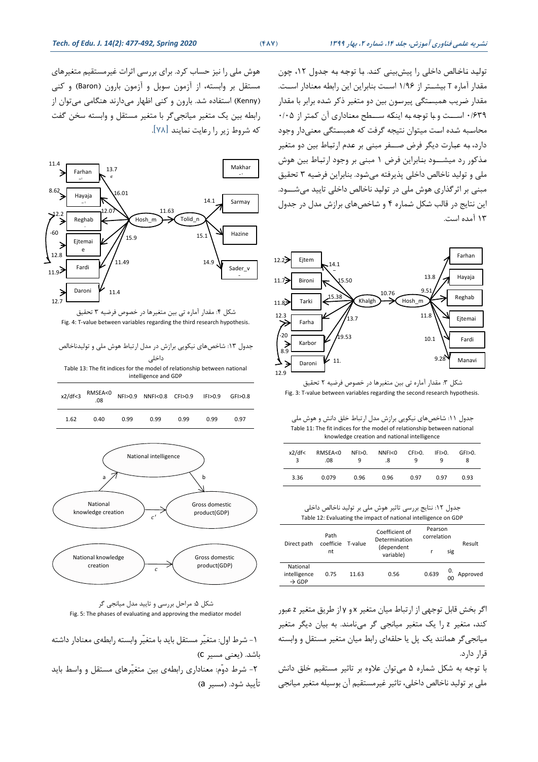تولید ناخالص داخلی را پیش‌بینی کند. با توجه به جدول ۱۲، چون مقدار آماره T بیشتر از ۱/۹۶ است بنابراین این رابطه معنادار است. مقدار ضریب همبستگی پیرسون بین دو متغیر ذکر شده برابر با مقدار ۰/۶۳۹ است و با توجه به اینکه سطح معناداری آن کمتر از ۰/۰۵ محاسبه شده است میتوان نتیجه گرفت که همبستگی معنی‌دار وجود دارد، به عبارت دیگر فرض صفر مبنی بر عدم ارتباط بین دو متغیر مذکور رد میشود بنابراین فرض ۱ مبنی بر وجود ارتباط بین هوش ملی و تولید ناخالص داخلی پذیرفته می‌شود. بنابراین فرضیه ۳ تحقیق مبنی بر اثرگذاری هوش ملی در تولید ناخالص داخلی تایید می‌شود. این نتایج در قالب شکل شماره ۴ و شاخص‌های برازش مدل در جدول ۱۳ آمده است.

شکل ۳: مقدار آماره تی بین متغیرها در خصوص فرضیه ۲ تحقیق
Fig. 3: T-value between variables regarding the second research hypothesis.

جدول ۱۱: شاخص‌های نیکویی برازش مدل ارتباط خلق دانش و هوش ملی
Table 11: The fit indices for the model of relationship between national knowledge creation and national intelligence

| x2/df<3 | RMSEA<0.08 | NFI>0.9 | NNFI<0.8 | CFI>0.9 | IFI>0.9 | GFI>0.8 |
|---|---|---|---|---|---|---|
| 3.36 | 0.079 | 0.96 | 0.96 | 0.97 | 0.97 | 0.93 |

جدول ۱۲: نتایج بررسی تاثیر هوش ملی بر تولید ناخالص داخلی
Table 12: Evaluating the impact of national intelligence on GDP

| Direct path | Path coefficient | T-value | Coefficient of Determination (dependent variable) | Pearson correlation r | sig | Result |
|---|---|---|---|---|---|---|
| National intelligence → GDP | 0.75 | 11.63 | 0.56 | 0.639 | 0.00 | Approved |

اگر بخش قابل توجهی از ارتباط میان متغیر x و y از طریق متغیر z عبور کند، متغیر z را یک متغیر میانجی گر می‌نامند. به بیان دیگر متغیر میانجی‌گر همانند یک پل یا حلقه‌ای رابط میان متغیر مستقل و وابسته قرار دارد.

با توجه به شکل شماره ۵ می‌توان علاوه بر تاثیر مستقیم خلق دانش ملی بر تولید ناخالص داخلی، تاثیر غیرمستقیم آن بوسیله متغیر میانجی هوش ملی را نیز حساب کرد. برای بررسی اثرات غیرمستقیم متغیرهای مستقل بر وابسته، از آزمون سوبل و آزمون بارون (Baron) و کنی (Kenny) استفاده شد. بارون و کنی اظهار می‌دارند هنگامی می‌توان از رابطه بین یک متغیر میانجی‌گر با متغیر مستقل و وابسته سخن گفت که شروط زیر را رعایت نمایند [۷۸].

شکل ۴: مقدار آماره تی بین متغیرها در خصوص فرضیه ۳ تحقیق
Fig. 4: T-value between variables regarding the third research hypothesis.

جدول ۱۳: شاخص‌های نیکویی برازش در مدل ارتباط هوش ملی و تولیدناخالص داخلی
Table 13: The fit indices for the model of relationship between national intelligence and GDP

| x2/df<3 | RMSEA<0.08 | NFI>0.9 | NNFI<0.8 | CFI>0.9 | IFI>0.9 | GFI>0.8 |
|---|---|---|---|---|---|---|
| 1.62 | 0.40 | 0.99 | 0.99 | 0.99 | 0.99 | 0.97 |

شکل ۵: مراحل بررسی و تایید مدل میانجی گر
Fig. 5: The phases of evaluating and approving the mediator model

۱- شرط اول: متغیّر مستقل باید با متغیّر وابسته رابطه‌ی معنادار داشته باشد. (یعنی مسیر c)

۲- شرط دوّم: معناداری رابطه‌ی بین متغیّرهای مستقل و واسط باید تأیید شود. (مسیر a)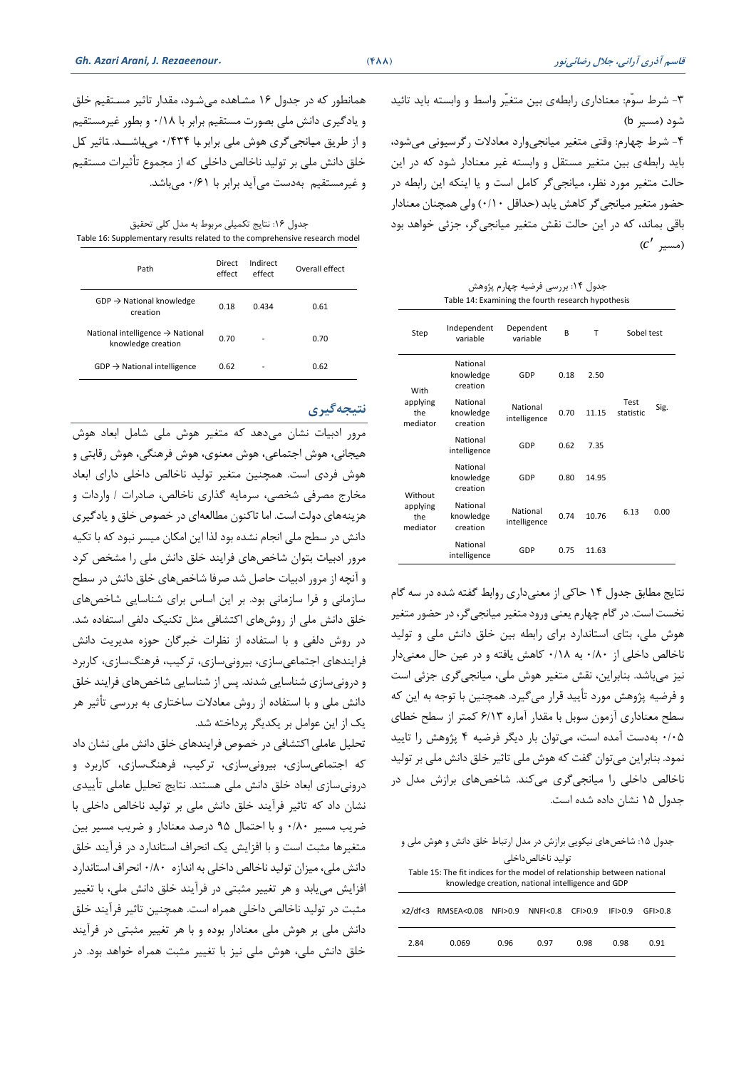۳- شرط سوّم: معناداری رابطه‌ی بین متغیّر واسط و وابسته باید تائید شود (مسیر b)

۴- شرط چهارم: وقتی متغیر میانجی‌وارد معادلات رگرسیونی می‌شود، باید رابطه‌ی بین متغیر مستقل و وابسته غیر معنادار شود که در این حالت متغیر مورد نظر، میانجی‌گر کامل است و یا اینکه این رابطه در حضور متغیر میانجی‌گر کاهش یابد (حداقل ۰/۱۰) ولی همچنان معنادار باقی بماند، که در این حالت نقش متغیر میانجی‌گر، جزئی خواهد بود (مسیر $c'$)

جدول ۱۴: بررسی فرضیه چهارم پژوهش

Table 14: Examining the fourth research hypothesis

| Step | Independent variable | Dependent variable | B | T | Sobel test | |
|---|---|---|---|---|---|---|
| | | | | | Test statistic | Sig. |
| With applying the mediator | National knowledge creation | GDP | 0.18 | 2.50 | | |
| | National knowledge creation | National intelligence | 0.70 | 11.15 | | |
| | National intelligence | GDP | 0.62 | 7.35 | | |
| Without applying the mediator | National knowledge creation | GDP | 0.80 | 14.95 | 6.13 | 0.00 |
| | National knowledge creation | National intelligence | 0.74 | 10.76 | | |
| | National intelligence | GDP | 0.75 | 11.63 | | |

نتایج مطابق جدول ۱۴ حاکی از معنی‌داری روابط گفته شده در سه گام نخست است. در گام چهارم یعنی ورود متغیر میانجی‌گر، در حضور متغیر هوش ملی، بتای استاندارد برای رابطه بین خلق دانش ملی و تولید ناخالص داخلی از ۰/۸۰ به ۰/۱۸ کاهش یافته و در عین حال معنی‌دار نیز می‌باشد. بنابراین، نقش متغیر هوش ملی، میانجی‌گری جزئی است و فرضیه پژوهش مورد تأیید قرار می‌گیرد. همچنین با توجه به این که سطح معناداری آزمون سوبل با مقدار آماره ۶/۱۳ کمتر از سطح خطای ۰/۰۵ به‌دست آمده است، می‌توان بار دیگر فرضیه ۴ پژوهش را تایید نمود. بنابراین می‌توان گفت که هوش ملی تاثیر خلق دانش ملی بر تولید ناخالص داخلی را میانجی‌گری می‌کند. شاخص‌های برازش مدل در جدول ۱۵ نشان داده شده است.

جدول ۱۵: شاخص‌های نیکویی برازش در مدل ارتباط خلق دانش و هوش ملی و تولید ناخالص‌داخلی

Table 15: The fit indices for the model of relationship between national knowledge creation, national intelligence and GDP

| x2/df<3 | RMSEA<0.08 | NFI>0.9 | NNFI<0.8 | CFI>0.9 | IFI>0.9 | GFI>0.8 |
|---|---|---|---|---|---|---|
| 2.84 | 0.069 | 0.96 | 0.97 | 0.98 | 0.98 | 0.91 |

همانطور که در جدول ۱۶ مشاهده می‌شود، مقدار تاثیر مستقیم خلق و یادگیری دانش ملی بصورت مستقیم برابر با ۰/۱۸ و بطور غیرمستقیم و از طریق میانجی‌گری هوش ملی برابر با ۰/۴۳۴ می‌باشد. تاثیر کل خلق دانش ملی بر تولید ناخالص داخلی که از مجموع تأثیرات مستقیم و غیرمستقیم به‌دست می‌آید برابر با ۰/۶۱ می‌باشد.

جدول ۱۶: نتایج تکمیلی مربوط به مدل کلی تحقیق

Table 16: Supplementary results related to the comprehensive research model

| Path | Direct effect | Indirect effect | Overall effect |
|---|---|---|---|
| GDP → National knowledge creation | 0.18 | 0.434 | 0.61 |
| National intelligence → National knowledge creation | 0.70 | - | 0.70 |
| GDP → National intelligence | 0.62 | - | 0.62 |

## نتیجه‌گیری

مرور ادبیات نشان می‌دهد که متغیر هوش ملی شامل ابعاد هوش هیجانی، هوش اجتماعی، هوش معنوی، هوش فرهنگی، هوش رقابتی و هوش فردی است. همچنین متغیر تولید ناخالص داخلی دارای ابعاد مخارج مصرفی شخصی، سرمایه گذاری ناخالص، صادرات / واردات و هزینه‌های دولت است. اما تاکنون مطالعه‌ای در خصوص خلق و یادگیری دانش در سطح ملی انجام نشده بود لذا این امکان میسر نبود که با تکیه مرور ادبیات بتوان شاخص‌های فرایند خلق دانش ملی را مشخص کرد و آنچه از مرور ادبیات حاصل شد صرفا شاخص‌های خلق دانش در سطح سازمانی و فرا سازمانی بود. بر این اساس برای شناسایی شاخص‌های خلق دانش ملی از روش‌های اکتشافی مثل تکنیک دلفی استفاده شد. در روش دلفی و با استفاده از نظرات خبرگان حوزه مدیریت دانش فرایندهای اجتماعی‌سازی، بیرونی‌سازی، ترکیب، فرهنگ‌سازی، کاربرد و درونی‌سازی شناسایی شدند. پس از شناسایی شاخص‌های فرایند خلق دانش ملی و با استفاده از روش معادلات ساختاری به بررسی تأثیر هر یک از این عوامل بر یکدیگر پرداخته شد.

تحلیل عاملی اکتشافی در خصوص فرایندهای خلق دانش ملی نشان داد که اجتماعی‌سازی، بیرونی‌سازی، ترکیب، فرهنگ‌سازی، کاربرد و درونی‌سازی ابعاد خلق دانش ملی هستند. نتایج تحلیل عاملی تأییدی نشان داد که تاثیر فرآیند خلق دانش ملی بر تولید ناخالص داخلی با ضریب مسیر ۰/۸۰ و با احتمال ۹۵ درصد معنادار و ضریب مسیر بین متغیرها مثبت است و با افزایش یک انحراف استاندارد در فرآیند خلق دانش ملی، میزان تولید ناخالص داخلی به اندازه ۰/۸۰ انحراف استاندارد افزایش می‌یابد و هر تغییر مثبتی در فرآیند خلق دانش ملی، با تغییر مثبت در تولید ناخالص داخلی همراه است. همچنین تاثیر فرآیند خلق دانش ملی بر هوش ملی معنادار بوده و با هر تغییر مثبتی در فرآیند خلق دانش ملی، هوش ملی نیز با تغییر مثبت همراه خواهد بود. در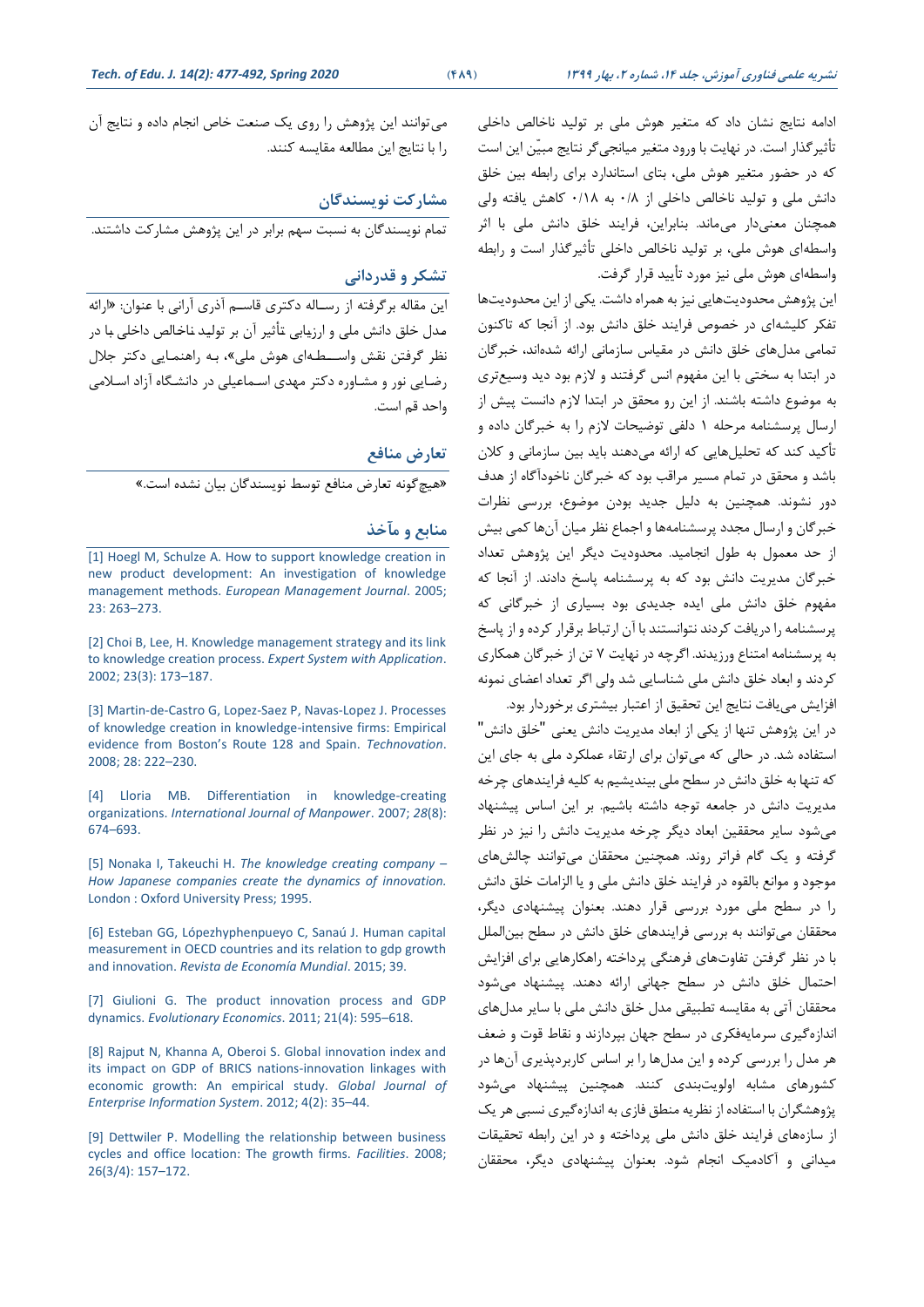ادامه نتایج نشان داد که متغیر هوش ملی بر تولید ناخالص داخلی تأثیرگذار است. در نهایت با ورود متغیر میانجی‌گر نتایج مبیّن این است که در حضور متغیر هوش ملی، بتای استاندارد برای رابطه بین خلق دانش ملی و تولید ناخالص داخلی از ۰/۸ به ۰/۱۸ کاهش یافته ولی همچنان معنی‌دار می‌ماند. بنابراین، فرایند خلق دانش ملی با اثر واسطه‌ای هوش ملی، بر تولید ناخالص داخلی تأثیرگذار است و رابطه واسطه‌ای هوش ملی نیز مورد تأیید قرار گرفت.

این پژوهش محدودیت‌هایی نیز به همراه داشت. یکی از این محدودیت‌ها تفکر کلیشه‌ای در خصوص فرایند خلق دانش بود. از آنجا که تاکنون تمامی مدل‌های خلق دانش در مقیاس سازمانی ارائه شده‌اند، خبرگان در ابتدا به سختی با این مفهوم انس گرفتند و لازم بود دید وسیع‌تری به موضوع داشته باشند. از این رو محقق در ابتدا لازم دانست پیش از ارسال پرسشنامه مرحله ۱ دلفی توضیحات لازم را به خبرگان داده و تأکید کند که تحلیل‌هایی که ارائه می‌دهند باید بین سازمانی و کلان باشد و محقق در تمام مسیر مراقب بود که خبرگان ناخودآگاه از هدف دور نشوند. همچنین به دلیل جدید بودن موضوع، بررسی نظرات خبرگان و ارسال مجدد پرسشنامه‌ها و اجماع نظر میان آن‌ها کمی بیش از حد معمول به طول انجامید. محدودیت دیگر این پژوهش تعداد خبرگان مدیریت دانش بود که به پرسشنامه پاسخ دادند. از آنجا که مفهوم خلق دانش ملی ایده جدیدی بود بسیاری از خبرگانی که پرسشنامه را دریافت کردند نتوانستند با آن ارتباط برقرار کرده و از پاسخ به پرسشنامه امتناع ورزیدند. اگرچه در نهایت ۷ تن از خبرگان همکاری کردند و ابعاد خلق دانش ملی شناسایی شد ولی اگر تعداد اعضای نمونه افزایش می‌یافت نتایج این تحقیق از اعتبار بیشتری برخوردار بود.

در این پژوهش تنها از یکی از ابعاد مدیریت دانش یعنی "خلق دانش" استفاده شد. در حالی که می‌توان برای ارتقاء عملکرد ملی به جای این که تنها به خلق دانش در سطح ملی بیندیشیم به کلیه فرایندهای چرخه مدیریت دانش در جامعه توجه داشته باشیم. بر این اساس پیشنهاد می‌شود سایر محققین ابعاد دیگر چرخه مدیریت دانش را نیز در نظر گرفته و یک گام فراتر روند. همچنین محققان می‌توانند چالش‌های موجود و موانع بالقوه در فرایند خلق دانش ملی و یا الزامات خلق دانش را در سطح ملی مورد بررسی قرار دهند. بعنوان پیشنهادی دیگر، محققان می‌توانند به بررسی فرایندهای خلق دانش در سطح بین‌الملل با در نظر گرفتن تفاوت‌های فرهنگی پرداخته راهکارهایی برای افزایش احتمال خلق دانش در سطح جهانی ارائه دهند. پیشنهاد می‌شود محققان آتی به مقایسه تطبیقی مدل خلق دانش ملی با سایر مدل‌های اندازه‌گیری سرمایه‌فکری در سطح جهان بپردازند و نقاط قوت و ضعف هر مدل را بررسی کرده و این مدل‌ها را بر اساس کاربردپذیری آن‌ها در کشورهای مشابه اولویت‌بندی کنند. همچنین پیشنهاد می‌شود پژوهشگران با استفاده از نظریه منطق فازی به اندازه‌گیری نسبی هر یک از سازه‌های فرایند خلق دانش ملی پرداخته و در این رابطه تحقیقات میدانی و آکادمیک انجام شود. بعنوان پیشنهادی دیگر، محققان می‌توانند این پژوهش را روی یک صنعت خاص انجام داده و نتایج آن را با نتایج این مطالعه مقایسه کنند.

## مشارکت نویسندگان

تمام نویسندگان به نسبت سهم برابر در این پژوهش مشارکت داشتند.

## تشکر و قدردانی

این مقاله برگرفته از رساله دکتری قاسم آذری آرانی با عنوان: «ارائه مدل خلق دانش ملی و ارزیابی تأثیر آن بر تولید ناخالص داخلی با در نظر گرفتن نقش واسطه‌ای هوش ملی»، به راهنمایی دکتر جلال رضایی نور و مشاوره دکتر مهدی اسماعیلی در دانشگاه آزاد اسلامی واحد قم است.

## تعارض منافع

«هیچ‌گونه تعارض منافع توسط نویسندگان بیان نشده است.»

## منابع و مآخذ

[1] Hoegl M, Schulze A. How to support knowledge creation in new product development: An investigation of knowledge management methods. *European Management Journal*. 2005; 23: 263–273.

[2] Choi B, Lee, H. Knowledge management strategy and its link to knowledge creation process. *Expert System with Application*. 2002; 23(3): 173–187.

[3] Martin-de-Castro G, Lopez-Saez P, Navas-Lopez J. Processes of knowledge creation in knowledge-intensive firms: Empirical evidence from Boston's Route 128 and Spain. *Technovation*. 2008; 28: 222–230.

[4] Lloria MB. Differentiation in knowledge-creating organizations. *International Journal of Manpower*. 2007; *28*(8): 674–693.

[5] Nonaka I, Takeuchi H. *The knowledge creating company – How Japanese companies create the dynamics of innovation.* London : Oxford University Press; 1995.

[6] Esteban GG, Lópezhyphenpueyo C, Sanaú J. Human capital measurement in OECD countries and its relation to gdp growth and innovation. *Revista de Economía Mundial*. 2015; 39.

[7] Giulioni G. The product innovation process and GDP dynamics. *Evolutionary Economics*. 2011; 21(4): 595–618.

[8] Rajput N, Khanna A, Oberoi S. Global innovation index and its impact on GDP of BRICS nations-innovation linkages with economic growth: An empirical study. *Global Journal of Enterprise Information System*. 2012; 4(2): 35–44.

[9] Dettwiler P. Modelling the relationship between business cycles and office location: The growth firms. *Facilities*. 2008; 26(3/4): 157–172.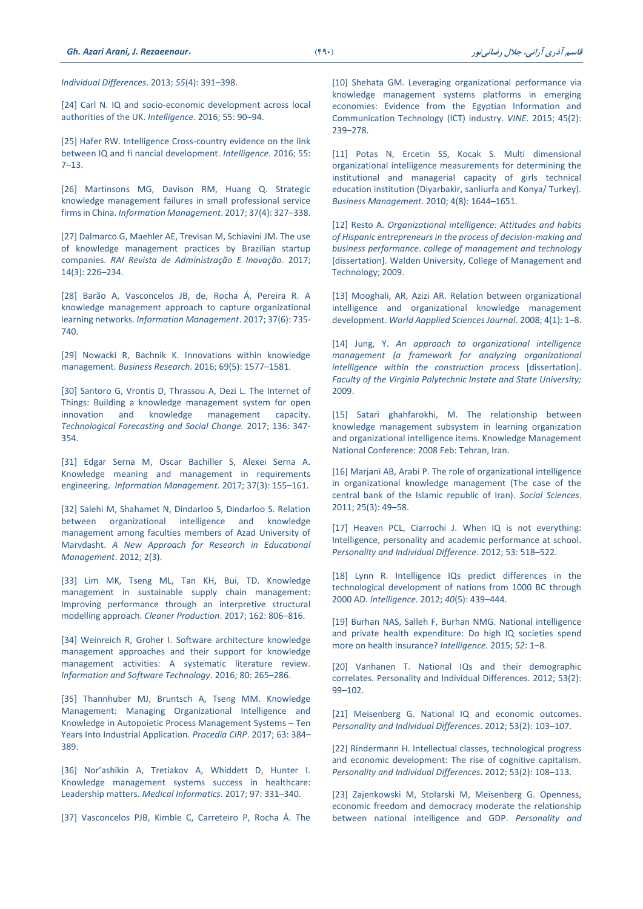*Individual Differences*. 2013; *55*(4): 391–398.

[24] Carl N. IQ and socio-economic development across local authorities of the UK. *Intelligence*. 2016; 55: 90–94.

[25] Hafer RW. Intelligence Cross-country evidence on the link between IQ and fi nancial development. *Intelligence*. 2016; 55: 7–13.

[26] Martinsons MG, Davison RM, Huang Q. Strategic knowledge management failures in small professional service firms in China. *Information Management*. 2017; 37(4): 327–338.

[27] Dalmarco G, Maehler AE, Trevisan M, Schiavini JM. The use of knowledge management practices by Brazilian startup companies. *RAI Revista de Administração E Inovação*. 2017; 14(3): 226–234.

[28] Barão A, Vasconcelos JB, de, Rocha Á, Pereira R. A knowledge management approach to capture organizational learning networks. *Information Management*. 2017; 37(6): 735-740.

[29] Nowacki R, Bachnik K. Innovations within knowledge management. *Business Research*. 2016; 69(5): 1577–1581.

[30] Santoro G, Vrontis D, Thrassou A, Dezi L. The Internet of Things: Building a knowledge management system for open innovation and knowledge management capacity. *Technological Forecasting and Social Change.* 2017; 136: 347-354.

[31] Edgar Serna M, Oscar Bachiller S, Alexei Serna A. Knowledge meaning and management in requirements engineering. *Information Management.* 2017; 37(3): 155–161.

[32] Salehi M, Shahamet N, Dindarloo S, Dindarloo S. Relation between organizational intelligence and knowledge management among faculties members of Azad University of Marvdasht. *A New Approach for Research in Educational Management*. 2012; 2(3).

[33] Lim MK, Tseng ML, Tan KH, Bui, TD. Knowledge management in sustainable supply chain management: Improving performance through an interpretive structural modelling approach. *Cleaner Production*. 2017; 162: 806–816.

[34] Weinreich R, Groher I. Software architecture knowledge management approaches and their support for knowledge management activities: A systematic literature review. *Information and Software Technology*. 2016; 80: 265–286.

[35] Thannhuber MJ, Bruntsch A, Tseng MM. Knowledge Management: Managing Organizational Intelligence and Knowledge in Autopoietic Process Management Systems – Ten Years Into Industrial Application. *Procedia CIRP*. 2017; 63: 384–389.

[36] Nor'ashikin A, Tretiakov A, Whiddett D, Hunter I. Knowledge management systems success in healthcare: Leadership matters. *Medical Informatics*. 2017; 97: 331–340.

[37] Vasconcelos PJB, Kimble C, Carreteiro P, Rocha Á. The

[10] Shehata GM. Leveraging organizational performance via knowledge management systems platforms in emerging economies: Evidence from the Egyptian Information and Communication Technology (ICT) industry. *VINE*. 2015; 45(2): 239–278.

[11] Potas N, Ercetin SS, Kocak S. Multi dimensional organizational intelligence measurements for determining the institutional and managerial capacity of girls technical education institution (Diyarbakir, sanliurfa and Konya/ Turkey). *Business Management*. 2010; 4(8): 1644–1651.

[12] Resto A. *Organizational intelligence: Attitudes and habits of Hispanic entrepreneurs in the process of decision-making and business performance*. *college of management and technology* [dissertation]. Walden University, College of Management and Technology; 2009.

[13] Mooghali, AR, Azizi AR. Relation between organizational intelligence and organizational knowledge management development. *World Aapplied Sciences Journal*. 2008; 4(1): 1–8.

[14] Jung, Y. *An approach to organizational intelligence management (a framework for analyzing organizational intelligence within the construction process* [dissertation]. *Faculty of the Virginia Polytechnic Instate and State University;* 2009.

[15] Satari ghahfarokhi, M. The relationship between knowledge management subsystem in learning organization and organizational intelligence items. Knowledge Management National Conference: 2008 Feb: Tehran, Iran.

[16] Marjani AB, Arabi P. The role of organizational intelligence in organizational knowledge management (The case of the central bank of the Islamic republic of Iran). *Social Sciences*. 2011; 25(3): 49–58.

[17] Heaven PCL, Ciarrochi J. When IQ is not everything: Intelligence, personality and academic performance at school. *Personality and Individual Difference*. 2012; 53: 518–522.

[18] Lynn R. Intelligence IQs predict differences in the technological development of nations from 1000 BC through 2000 AD. *Intelligence*. 2012; *40*(5): 439–444.

[19] Burhan NAS, Salleh F, Burhan NMG. National intelligence and private health expenditure: Do high IQ societies spend more on health insurance? *Intelligence.* 2015; *52*: 1–8.

[20] Vanhanen T. National IQs and their demographic correlates. Personality and Individual Differences. 2012; 53(2): 99–102.

[21] Meisenberg G. National IQ and economic outcomes. *Personality and Individual Differences*. 2012; 53(2): 103–107.

[22] Rindermann H. Intellectual classes, technological progress and economic development: The rise of cognitive capitalism. *Personality and Individual Differences*. 2012; 53(2): 108–113.

[23] Zajenkowski M, Stolarski M, Meisenberg G. Openness, economic freedom and democracy moderate the relationship between national intelligence and GDP. *Personality and*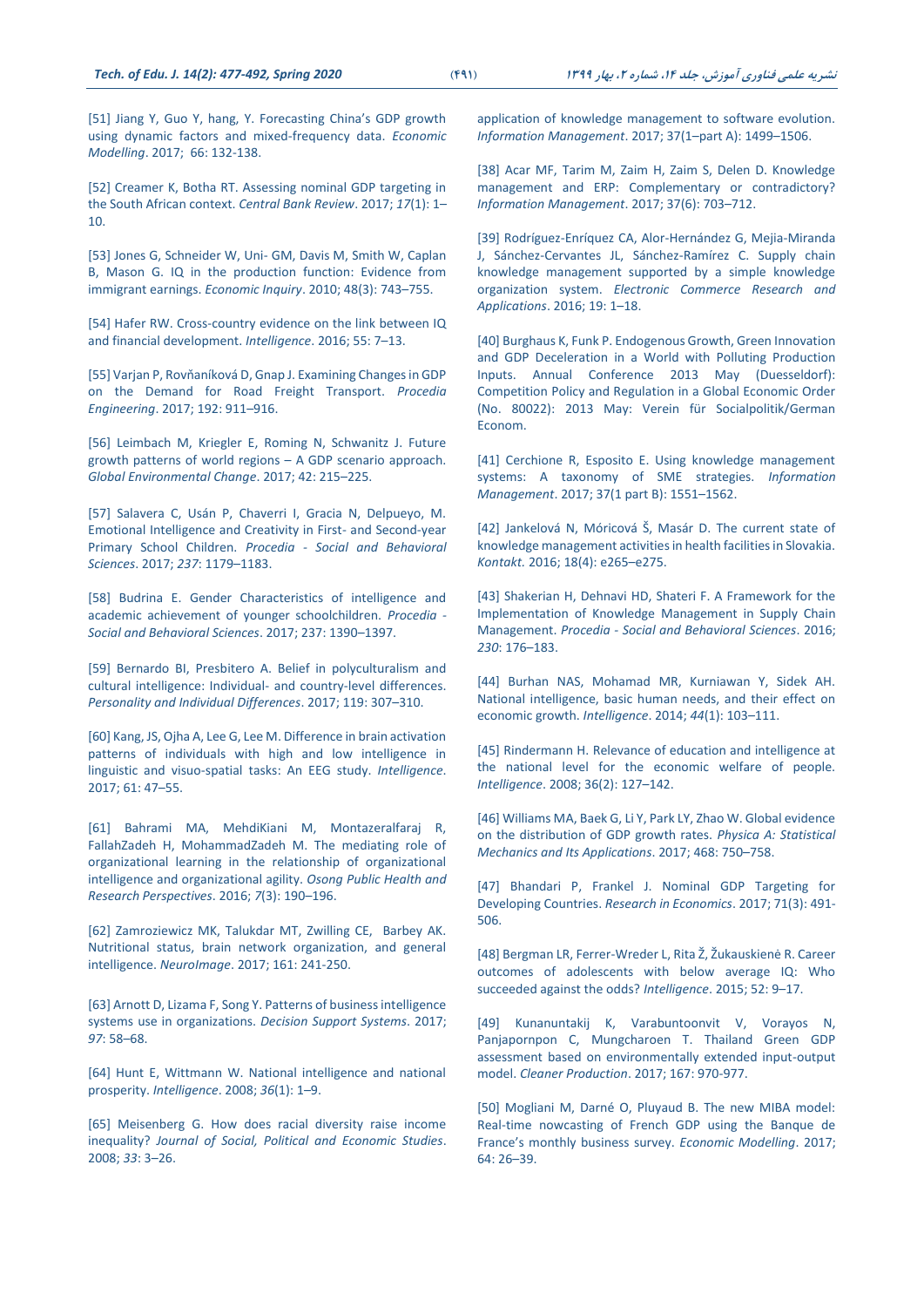[51] Jiang Y, Guo Y, hang, Y. Forecasting China's GDP growth using dynamic factors and mixed-frequency data. *Economic Modelling*. 2017; 66: 132-138.

[52] Creamer K, Botha RT. Assessing nominal GDP targeting in the South African context. *Central Bank Review*. 2017; *17*(1): 1–10.

[53] Jones G, Schneider W, Uni- GM, Davis M, Smith W, Caplan B, Mason G. IQ in the production function: Evidence from immigrant earnings. *Economic Inquiry*. 2010; 48(3): 743–755.

[54] Hafer RW. Cross-country evidence on the link between IQ and financial development. *Intelligence*. 2016; 55: 7–13.

[55] Varjan P, Rovňaníková D, Gnap J. Examining Changes in GDP on the Demand for Road Freight Transport. *Procedia Engineering*. 2017; 192: 911–916.

[56] Leimbach M, Kriegler E, Roming N, Schwanitz J. Future growth patterns of world regions – A GDP scenario approach. *Global Environmental Change*. 2017; 42: 215–225.

[57] Salavera C, Usán P, Chaverri I, Gracia N, Delpueyo, M. Emotional Intelligence and Creativity in First- and Second-year Primary School Children. *Procedia - Social and Behavioral Sciences*. 2017; *237*: 1179–1183.

[58] Budrina E. Gender Characteristics of intelligence and academic achievement of younger schoolchildren. *Procedia - Social and Behavioral Sciences*. 2017; 237: 1390–1397.

[59] Bernardo BI, Presbitero A. Belief in polyculturalism and cultural intelligence: Individual- and country-level differences. *Personality and Individual Differences*. 2017; 119: 307–310.

[60] Kang, JS, Ojha A, Lee G, Lee M. Difference in brain activation patterns of individuals with high and low intelligence in linguistic and visuo-spatial tasks: An EEG study. *Intelligence*. 2017; 61: 47–55.

[61] Bahrami MA, MehdiKiani M, Montazeralfaraj R, FallahZadeh H, MohammadZadeh M. The mediating role of organizational learning in the relationship of organizational intelligence and organizational agility. *Osong Public Health and Research Perspectives*. 2016; *7*(3): 190–196.

[62] Zamroziewicz MK, Talukdar MT, Zwilling CE, Barbey AK. Nutritional status, brain network organization, and general intelligence. *NeuroImage*. 2017; 161: 241-250.

[63] Arnott D, Lizama F, Song Y. Patterns of business intelligence systems use in organizations. *Decision Support Systems*. 2017; *97*: 58–68.

[64] Hunt E, Wittmann W. National intelligence and national prosperity. *Intelligence*. 2008; *36*(1): 1–9.

[65] Meisenberg G. How does racial diversity raise income inequality? *Journal of Social, Political and Economic Studies*. 2008; *33*: 3–26.

application of knowledge management to software evolution. *Information Management*. 2017; 37(1–part A): 1499–1506.

[38] Acar MF, Tarim M, Zaim H, Zaim S, Delen D. Knowledge management and ERP: Complementary or contradictory? *Information Management*. 2017; 37(6): 703–712.

[39] Rodríguez-Enríquez CA, Alor-Hernández G, Mejia-Miranda J, Sánchez-Cervantes JL, Sánchez-Ramírez C. Supply chain knowledge management supported by a simple knowledge organization system. *Electronic Commerce Research and Applications*. 2016; 19: 1–18.

[40] Burghaus K, Funk P. Endogenous Growth, Green Innovation and GDP Deceleration in a World with Polluting Production Inputs. Annual Conference 2013 May (Duesseldorf): Competition Policy and Regulation in a Global Economic Order (No. 80022): 2013 May: Verein für Socialpolitik/German Econom.

[41] Cerchione R, Esposito E. Using knowledge management systems: A taxonomy of SME strategies. *Information Management*. 2017; 37(1 part B): 1551–1562.

[42] Jankelová N, Mórícová Š, Masár D. The current state of knowledge management activities in health facilities in Slovakia. *Kontakt.* 2016; 18(4): e265–e275.

[43] Shakerian H, Dehnavi HD, Shateri F. A Framework for the Implementation of Knowledge Management in Supply Chain Management. *Procedia - Social and Behavioral Sciences*. 2016; *230*: 176–183.

[44] Burhan NAS, Mohamad MR, Kurniawan Y, Sidek AH. National intelligence, basic human needs, and their effect on economic growth. *Intelligence*. 2014; *44*(1): 103–111.

[45] Rindermann H. Relevance of education and intelligence at the national level for the economic welfare of people. *Intelligence*. 2008; 36(2): 127–142.

[46] Williams MA, Baek G, Li Y, Park LY, Zhao W. Global evidence on the distribution of GDP growth rates. *Physica A: Statistical Mechanics and Its Applications*. 2017; 468: 750–758.

[47] Bhandari P, Frankel J. Nominal GDP Targeting for Developing Countries. *Research in Economics*. 2017; 71(3): 491-506.

[48] Bergman LR, Ferrer-Wreder L, Rita Ž, Žukauskienė R. Career outcomes of adolescents with below average IQ: Who succeeded against the odds? *Intelligence*. 2015; 52: 9–17.

[49] Kunanuntakij K, Varabuntoonvit V, Vorayos N, Panjapornpon C, Mungcharoen T. Thailand Green GDP assessment based on environmentally extended input-output model. *Cleaner Production*. 2017; 167: 970-977.

[50] Mogliani M, Darné O, Pluyaud B. The new MIBA model: Real-time nowcasting of French GDP using the Banque de France's monthly business survey. *Economic Modelling*. 2017; 64: 26–39.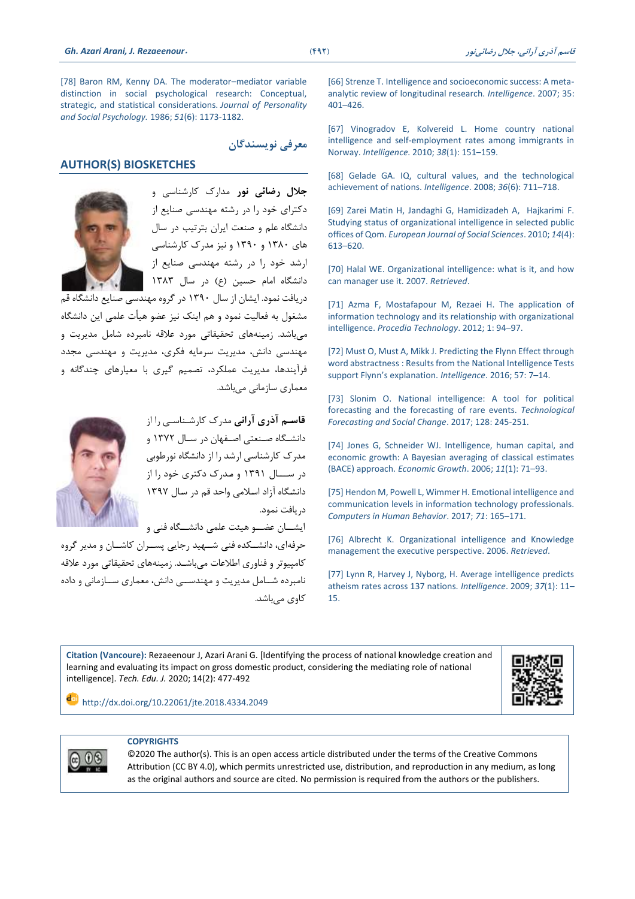[78] Baron RM, Kenny DA. The moderator–mediator variable distinction in social psychological research: Conceptual, strategic, and statistical considerations. *Journal of Personality and Social Psychology.* 1986; *51*(6): 1173-1182.

## معرفی نویسندگان

## AUTHOR(S) BIOSKETCHES

**جلال رضائی نور** مدارک کارشناسی و دکترای خود را در رشته مهندسی صنایع از دانشگاه علم و صنعت ایران بترتیب در سال های ۱۳۸۰ و ۱۳۹۰ و نیز مدرک کارشناسی ارشد خود را در رشته مهندسی صنایع از دانشگاه امام حسین (ع) در سال ۱۳۸۳ دریافت نمود. ایشان از سال ۱۳۹۰ در گروه مهندسی صنایع دانشگاه قم مشغول به فعالیت نمود و هم اینک نیز عضو هیأت علمی این دانشگاه می‌باشد. زمینه‌های تحقیقاتی مورد علاقه نامبرده شامل مدیریت و مهندسی دانش، مدیریت سرمایه فکری، مدیریت و مهندسی مجدد فرآیندها، مدیریت عملکرد، تصمیم گیری با معیارهای چندگانه و معماری سازمانی می‌باشد.

**قاسم آذری آرانی** مدرک کارشناسی را از دانشگاه صنعتی اصفهان در سال ۱۳۷۲ و مدرک کارشناسی ارشد را از دانشگاه نورطوبی در سال ۱۳۹۱ و مدرک دکتری خود را از دانشگاه آزاد اسلامی واحد قم در سال ۱۳۹۷ دریافت نمود.

ایشان عضو هیئت علمی دانشگاه فنی و حرفه‌ای، دانشکده فنی شهید رجایی پسران کاشان و مدیر گروه کامپیوتر و فناوری اطلاعات می‌باشد. زمینه‌های تحقیقاتی مورد علاقه نامبرده شامل مدیریت و مهندسی دانش، معماری سازمانی و داده کاوی می‌باشد.

[66] Strenze T. Intelligence and socioeconomic success: A meta-analytic review of longitudinal research. *Intelligence*. 2007; 35: 401–426.

[67] Vinogradov E, Kolvereid L. Home country national intelligence and self-employment rates among immigrants in Norway. *Intelligence*. 2010; *38*(1): 151–159.

[68] Gelade GA. IQ, cultural values, and the technological achievement of nations. *Intelligence*. 2008; *36*(6): 711–718.

[69] Zarei Matin H, Jandaghi G, Hamidizadeh A, Hajkarimi F. Studying status of organizational intelligence in selected public offices of Qom. *European Journal of Social Sciences*. 2010; *14*(4): 613–620.

[70] Halal WE. Organizational intelligence: what is it, and how can manager use it. 2007. *Retrieved*.

[71] Azma F, Mostafapour M, Rezaei H. The application of information technology and its relationship with organizational intelligence. *Procedia Technology*. 2012; 1: 94–97.

[72] Must O, Must A, Mikk J. Predicting the Flynn Effect through word abstractness : Results from the National Intelligence Tests support Flynn's explanation. *Intelligence*. 2016; 57: 7–14.

[73] Slonim O. National intelligence: A tool for political forecasting and the forecasting of rare events. *Technological Forecasting and Social Change*. 2017; 128: 245-251.

[74] Jones G, Schneider WJ. Intelligence, human capital, and economic growth: A Bayesian averaging of classical estimates (BACE) approach. *Economic Growth*. 2006; *11*(1): 71–93.

[75] Hendon M, Powell L, Wimmer H. Emotional intelligence and communication levels in information technology professionals. *Computers in Human Behavior*. 2017; *71*: 165–171.

[76] Albrecht K. Organizational intelligence and Knowledge management the executive perspective. 2006. *Retrieved*.

[77] Lynn R, Harvey J, Nyborg, H. Average intelligence predicts atheism rates across 137 nations. *Intelligence*. 2009; *37*(1): 11–15.

**Citation (Vancoure):** Rezaeenour J, Azari Arani G. [Identifying the process of national knowledge creation and learning and evaluating its impact on gross domestic product, considering the mediating role of national intelligence]. *Tech. Edu. J.* 2020; 14(2): 477-492

http://dx.doi.org/10.22061/jte.2018.4334.2049

**COPYRIGHTS**

©2020 The author(s). This is an open access article distributed under the terms of the Creative Commons Attribution (CC BY 4.0), which permits unrestricted use, distribution, and reproduction in any medium, as long as the original authors and source are cited. No permission is required from the authors or the publishers.